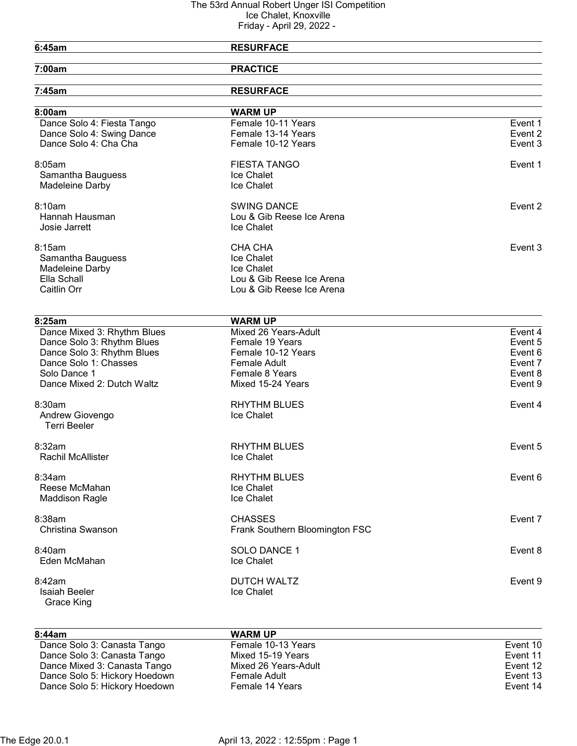# The 53rd Annual Robert Unger ISI Competition
Ice Chalet, Knoxville
Friday - April 29, 2022 -

| | | |
|---|---|---|
| **6:45am** | **RESURFACE** | |
| **7:00am** | **PRACTICE** | |
| **7:45am** | **RESURFACE** | |
| **8:00am** | **WARM UP** | |
| Dance Solo 4: Fiesta Tango | Female 10-11 Years | Event 1 |
| Dance Solo 4: Swing Dance | Female 13-14 Years | Event 2 |
| Dance Solo 4: Cha Cha | Female 10-12 Years | Event 3 |
| 8:05am | FIESTA TANGO | Event 1 |
| Samantha Bauguess | Ice Chalet | |
| Madeleine Darby | Ice Chalet | |
| 8:10am | SWING DANCE | Event 2 |
| Hannah Hausman | Lou & Gib Reese Ice Arena | |
| Josie Jarrett | Ice Chalet | |
| 8:15am | CHA CHA | Event 3 |
| Samantha Bauguess | Ice Chalet | |
| Madeleine Darby | Ice Chalet | |
| Ella Schall | Lou & Gib Reese Ice Arena | |
| Caitlin Orr | Lou & Gib Reese Ice Arena | |
| **8:25am** | **WARM UP** | |
| Dance Mixed 3: Rhythm Blues | Mixed 26 Years-Adult | Event 4 |
| Dance Solo 3: Rhythm Blues | Female 19 Years | Event 5 |
| Dance Solo 3: Rhythm Blues | Female 10-12 Years | Event 6 |
| Dance Solo 1: Chasses | Female Adult | Event 7 |
| Solo Dance 1 | Female 8 Years | Event 8 |
| Dance Mixed 2: Dutch Waltz | Mixed 15-24 Years | Event 9 |
| 8:30am | RHYTHM BLUES | Event 4 |
| Andrew Giovengo | Ice Chalet | |
| Terri Beeler | | |
| 8:32am | RHYTHM BLUES | Event 5 |
| Rachil McAllister | Ice Chalet | |
| 8:34am | RHYTHM BLUES | Event 6 |
| Reese McMahan | Ice Chalet | |
| Maddison Ragle | Ice Chalet | |
| 8:38am | CHASSES | Event 7 |
| Christina Swanson | Frank Southern Bloomington FSC | |
| 8:40am | SOLO DANCE 1 | Event 8 |
| Eden McMahan | Ice Chalet | |
| 8:42am | DUTCH WALTZ | Event 9 |
| Isaiah Beeler | Ice Chalet | |
| Grace King | | |
| **8:44am** | **WARM UP** | |
| Dance Solo 3: Canasta Tango | Female 10-13 Years | Event 10 |
| Dance Solo 3: Canasta Tango | Mixed 15-19 Years | Event 11 |
| Dance Mixed 3: Canasta Tango | Mixed 26 Years-Adult | Event 12 |
| Dance Solo 5: Hickory Hoedown | Female Adult | Event 13 |
| Dance Solo 5: Hickory Hoedown | Female 14 Years | Event 14 |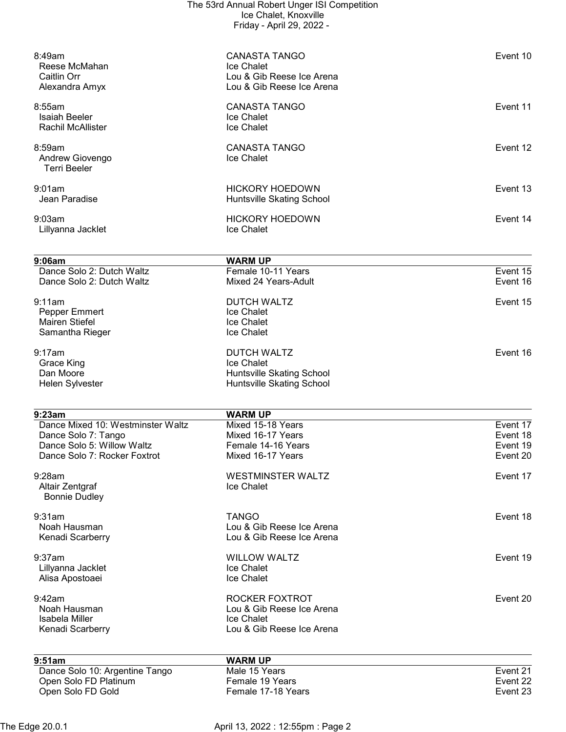| Time / Skater | Event / Club | Event # |
|---|---|---|
| 8:49am | CANASTA TANGO | Event 10 |
| Reese McMahan | Ice Chalet | |
| Caitlin Orr | Lou & Gib Reese Ice Arena | |
| Alexandra Amyx | Lou & Gib Reese Ice Arena | |
| 8:55am | CANASTA TANGO | Event 11 |
| Isaiah Beeler | Ice Chalet | |
| Rachil McAllister | Ice Chalet | |
| 8:59am | CANASTA TANGO | Event 12 |
| Andrew Giovengo | Ice Chalet | |
| Terri Beeler | | |
| 9:01am | HICKORY HOEDOWN | Event 13 |
| Jean Paradise | Huntsville Skating School | |
| 9:03am | HICKORY HOEDOWN | Event 14 |
| Lillyanna Jacklet | Ice Chalet | |

| **9:06am** | **WARM UP** | |
|---|---|---|
| Dance Solo 2: Dutch Waltz | Female 10-11 Years | Event 15 |
| Dance Solo 2: Dutch Waltz | Mixed 24 Years-Adult | Event 16 |

| Time / Skater | Event / Club | Event # |
|---|---|---|
| 9:11am | DUTCH WALTZ | Event 15 |
| Pepper Emmert | Ice Chalet | |
| Mairen Stiefel | Ice Chalet | |
| Samantha Rieger | Ice Chalet | |
| 9:17am | DUTCH WALTZ | Event 16 |
| Grace King | Ice Chalet | |
| Dan Moore | Huntsville Skating School | |
| Helen Sylvester | Huntsville Skating School | |

| **9:23am** | **WARM UP** | |
|---|---|---|
| Dance Mixed 10: Westminster Waltz | Mixed 15-18 Years | Event 17 |
| Dance Solo 7: Tango | Mixed 16-17 Years | Event 18 |
| Dance Solo 5: Willow Waltz | Female 14-16 Years | Event 19 |
| Dance Solo 7: Rocker Foxtrot | Mixed 16-17 Years | Event 20 |

| Time / Skater | Event / Club | Event # |
|---|---|---|
| 9:28am | WESTMINSTER WALTZ | Event 17 |
| Altair Zentgraf | Ice Chalet | |
| Bonnie Dudley | | |
| 9:31am | TANGO | Event 18 |
| Noah Hausman | Lou & Gib Reese Ice Arena | |
| Kenadi Scarberry | Lou & Gib Reese Ice Arena | |
| 9:37am | WILLOW WALTZ | Event 19 |
| Lillyanna Jacklet | Ice Chalet | |
| Alisa Apostoaei | Ice Chalet | |
| 9:42am | ROCKER FOXTROT | Event 20 |
| Noah Hausman | Lou & Gib Reese Ice Arena | |
| Isabela Miller | Ice Chalet | |
| Kenadi Scarberry | Lou & Gib Reese Ice Arena | |

| **9:51am** | **WARM UP** | |
|---|---|---|
| Dance Solo 10: Argentine Tango | Male 15 Years | Event 21 |
| Open Solo FD Platinum | Female 19 Years | Event 22 |
| Open Solo FD Gold | Female 17-18 Years | Event 23 |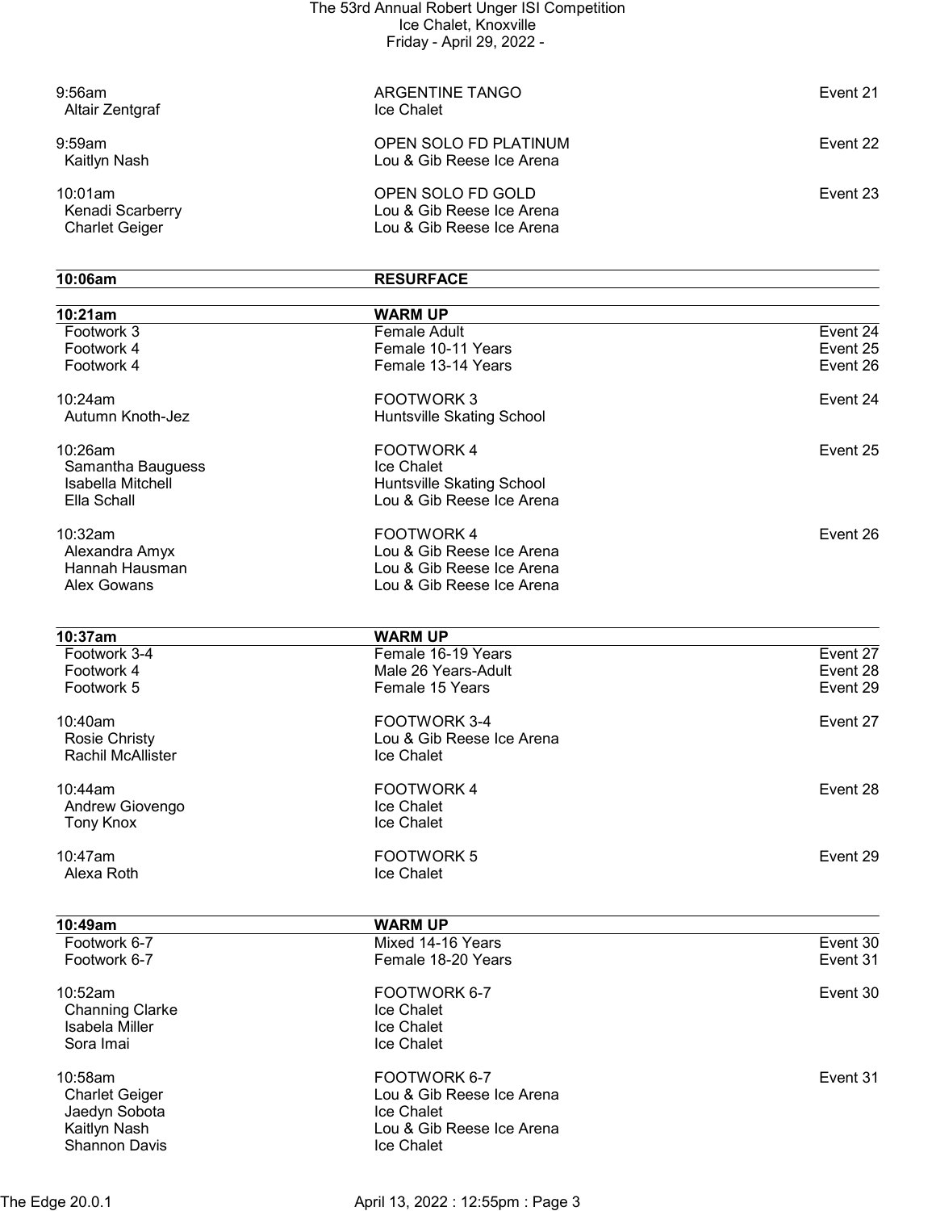9:56am — ARGENTINE TANGO — Event 21
- Altair Zentgraf — Ice Chalet

9:59am — OPEN SOLO FD PLATINUM — Event 22
- Kaitlyn Nash — Lou & Gib Reese Ice Arena

10:01am — OPEN SOLO FD GOLD — Event 23
- Kenadi Scarberry — Lou & Gib Reese Ice Arena
- Charlet Geiger — Lou & Gib Reese Ice Arena

**10:06am — RESURFACE**

**10:21am — WARM UP**

| | | |
|---|---|---|
| Footwork 3 | Female Adult | Event 24 |
| Footwork 4 | Female 10-11 Years | Event 25 |
| Footwork 4 | Female 13-14 Years | Event 26 |

10:24am — FOOTWORK 3 — Event 24
- Autumn Knoth-Jez — Huntsville Skating School

10:26am — FOOTWORK 4 — Event 25
- Samantha Bauguess — Ice Chalet
- Isabella Mitchell — Huntsville Skating School
- Ella Schall — Lou & Gib Reese Ice Arena

10:32am — FOOTWORK 4 — Event 26
- Alexandra Amyx — Lou & Gib Reese Ice Arena
- Hannah Hausman — Lou & Gib Reese Ice Arena
- Alex Gowans — Lou & Gib Reese Ice Arena

**10:37am — WARM UP**

| | | |
|---|---|---|
| Footwork 3-4 | Female 16-19 Years | Event 27 |
| Footwork 4 | Male 26 Years-Adult | Event 28 |
| Footwork 5 | Female 15 Years | Event 29 |

10:40am — FOOTWORK 3-4 — Event 27
- Rosie Christy — Lou & Gib Reese Ice Arena
- Rachil McAllister — Ice Chalet

10:44am — FOOTWORK 4 — Event 28
- Andrew Giovengo — Ice Chalet
- Tony Knox — Ice Chalet

10:47am — FOOTWORK 5 — Event 29
- Alexa Roth — Ice Chalet

**10:49am — WARM UP**

| | | |
|---|---|---|
| Footwork 6-7 | Mixed 14-16 Years | Event 30 |
| Footwork 6-7 | Female 18-20 Years | Event 31 |

10:52am — FOOTWORK 6-7 — Event 30
- Channing Clarke — Ice Chalet
- Isabela Miller — Ice Chalet
- Sora Imai — Ice Chalet

10:58am — FOOTWORK 6-7 — Event 31
- Charlet Geiger — Lou & Gib Reese Ice Arena
- Jaedyn Sobota — Ice Chalet
- Kaitlyn Nash — Lou & Gib Reese Ice Arena
- Shannon Davis — Ice Chalet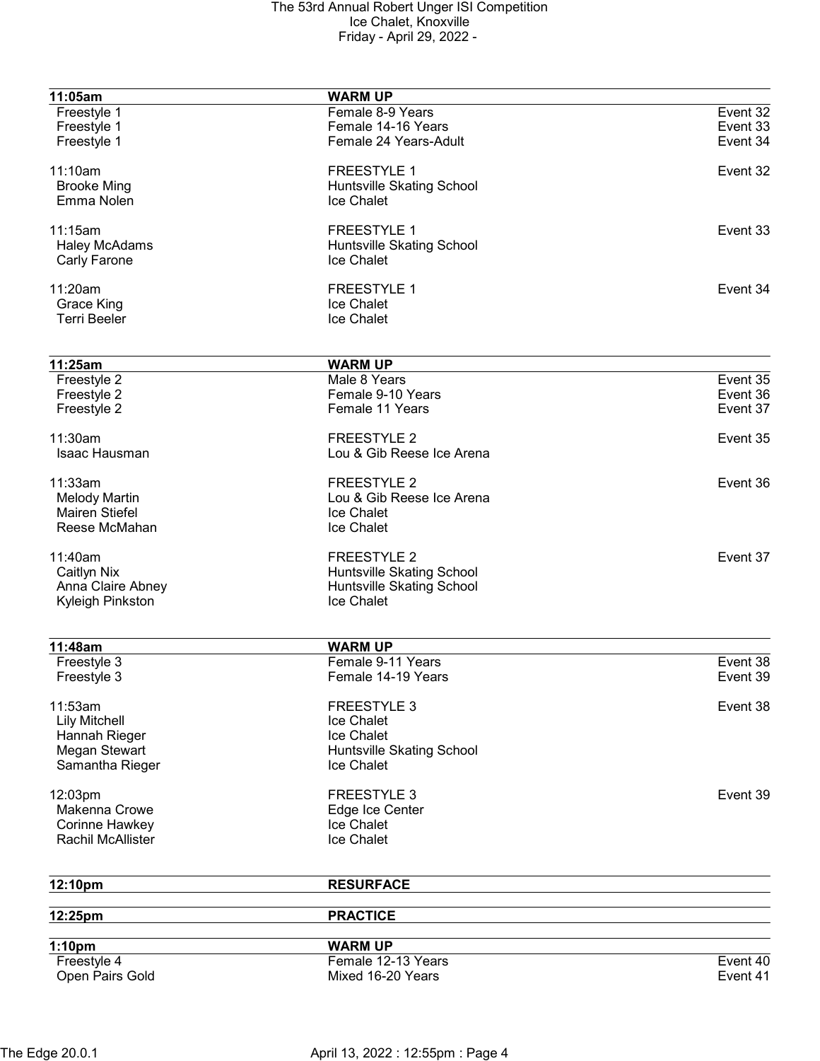| 11:05am | WARM UP | |
|---|---|---|
| Freestyle 1 | Female 8-9 Years | Event 32 |
| Freestyle 1 | Female 14-16 Years | Event 33 |
| Freestyle 1 | Female 24 Years-Adult | Event 34 |
| | | |
| 11:10am | FREESTYLE 1 | Event 32 |
| Brooke Ming | Huntsville Skating School | |
| Emma Nolen | Ice Chalet | |
| | | |
| 11:15am | FREESTYLE 1 | Event 33 |
| Haley McAdams | Huntsville Skating School | |
| Carly Farone | Ice Chalet | |
| | | |
| 11:20am | FREESTYLE 1 | Event 34 |
| Grace King | Ice Chalet | |
| Terri Beeler | Ice Chalet | |

| 11:25am | WARM UP | |
|---|---|---|
| Freestyle 2 | Male 8 Years | Event 35 |
| Freestyle 2 | Female 9-10 Years | Event 36 |
| Freestyle 2 | Female 11 Years | Event 37 |
| | | |
| 11:30am | FREESTYLE 2 | Event 35 |
| Isaac Hausman | Lou & Gib Reese Ice Arena | |
| | | |
| 11:33am | FREESTYLE 2 | Event 36 |
| Melody Martin | Lou & Gib Reese Ice Arena | |
| Mairen Stiefel | Ice Chalet | |
| Reese McMahan | Ice Chalet | |
| | | |
| 11:40am | FREESTYLE 2 | Event 37 |
| Caitlyn Nix | Huntsville Skating School | |
| Anna Claire Abney | Huntsville Skating School | |
| Kyleigh Pinkston | Ice Chalet | |

| 11:48am | WARM UP | |
|---|---|---|
| Freestyle 3 | Female 9-11 Years | Event 38 |
| Freestyle 3 | Female 14-19 Years | Event 39 |
| | | |
| 11:53am | FREESTYLE 3 | Event 38 |
| Lily Mitchell | Ice Chalet | |
| Hannah Rieger | Ice Chalet | |
| Megan Stewart | Huntsville Skating School | |
| Samantha Rieger | Ice Chalet | |
| | | |
| 12:03pm | FREESTYLE 3 | Event 39 |
| Makenna Crowe | Edge Ice Center | |
| Corinne Hawkey | Ice Chalet | |
| Rachil McAllister | Ice Chalet | |

| 12:10pm | RESURFACE | |
|---|---|---|

| 12:25pm | PRACTICE | |
|---|---|---|

| 1:10pm | WARM UP | |
|---|---|---|
| Freestyle 4 | Female 12-13 Years | Event 40 |
| Open Pairs Gold | Mixed 16-20 Years | Event 41 |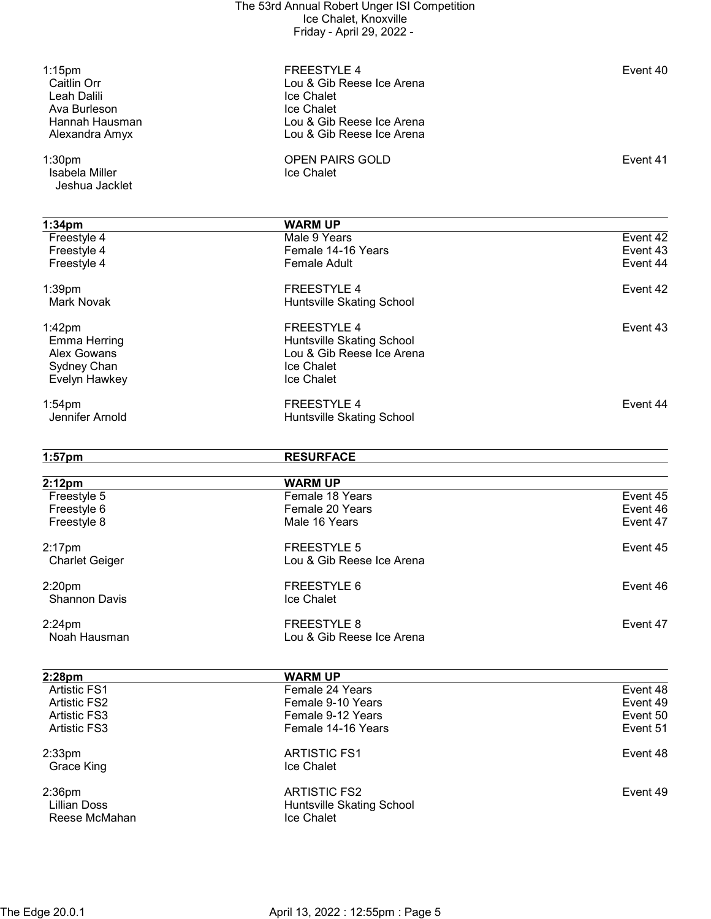| | | |
|---|---|---|
| 1:15pm | FREESTYLE 4 | Event 40 |
| Caitlin Orr | Lou & Gib Reese Ice Arena | |
| Leah Dalili | Ice Chalet | |
| Ava Burleson | Ice Chalet | |
| Hannah Hausman | Lou & Gib Reese Ice Arena | |
| Alexandra Amyx | Lou & Gib Reese Ice Arena | |

| | | |
|---|---|---|
| 1:30pm | OPEN PAIRS GOLD | Event 41 |
| Isabela Miller | Ice Chalet | |
| Jeshua Jacklet | | |

| 1:34pm | WARM UP | |
|---|---|---|
| Freestyle 4 | Male 9 Years | Event 42 |
| Freestyle 4 | Female 14-16 Years | Event 43 |
| Freestyle 4 | Female Adult | Event 44 |

| | | |
|---|---|---|
| 1:39pm | FREESTYLE 4 | Event 42 |
| Mark Novak | Huntsville Skating School | |

| | | |
|---|---|---|
| 1:42pm | FREESTYLE 4 | Event 43 |
| Emma Herring | Huntsville Skating School | |
| Alex Gowans | Lou & Gib Reese Ice Arena | |
| Sydney Chan | Ice Chalet | |
| Evelyn Hawkey | Ice Chalet | |

| | | |
|---|---|---|
| 1:54pm | FREESTYLE 4 | Event 44 |
| Jennifer Arnold | Huntsville Skating School | |

| 1:57pm | RESURFACE | |
|---|---|---|

| 2:12pm | WARM UP | |
|---|---|---|
| Freestyle 5 | Female 18 Years | Event 45 |
| Freestyle 6 | Female 20 Years | Event 46 |
| Freestyle 8 | Male 16 Years | Event 47 |

| | | |
|---|---|---|
| 2:17pm | FREESTYLE 5 | Event 45 |
| Charlet Geiger | Lou & Gib Reese Ice Arena | |

| | | |
|---|---|---|
| 2:20pm | FREESTYLE 6 | Event 46 |
| Shannon Davis | Ice Chalet | |

| | | |
|---|---|---|
| 2:24pm | FREESTYLE 8 | Event 47 |
| Noah Hausman | Lou & Gib Reese Ice Arena | |

| 2:28pm | WARM UP | |
|---|---|---|
| Artistic FS1 | Female 24 Years | Event 48 |
| Artistic FS2 | Female 9-10 Years | Event 49 |
| Artistic FS3 | Female 9-12 Years | Event 50 |
| Artistic FS3 | Female 14-16 Years | Event 51 |

| | | |
|---|---|---|
| 2:33pm | ARTISTIC FS1 | Event 48 |
| Grace King | Ice Chalet | |

| | | |
|---|---|---|
| 2:36pm | ARTISTIC FS2 | Event 49 |
| Lillian Doss | Huntsville Skating School | |
| Reese McMahan | Ice Chalet | |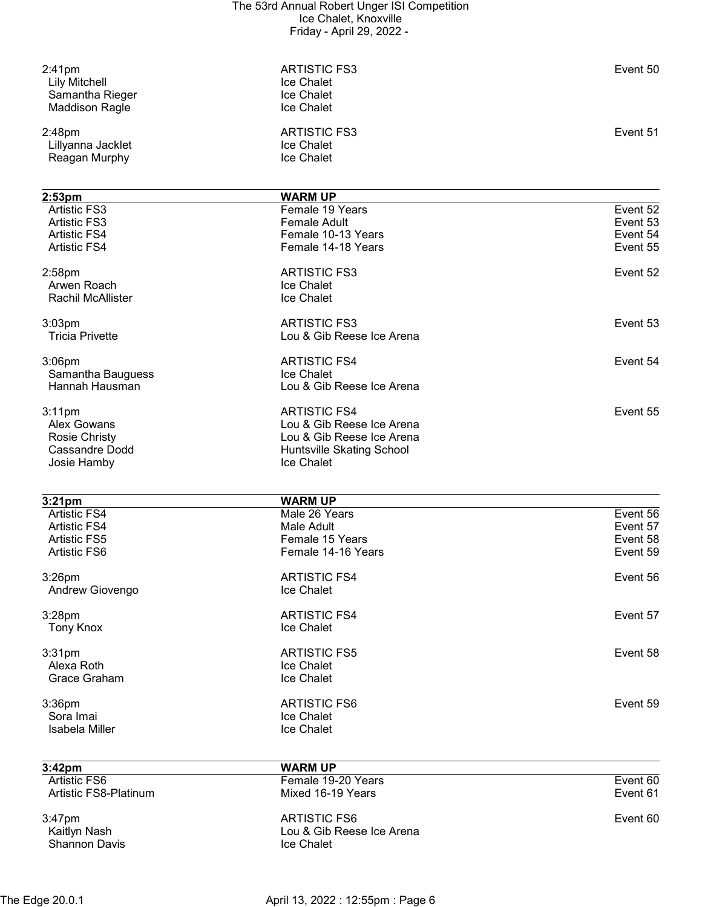| Time | Event | |
|---|---|---|
| 2:41pm | ARTISTIC FS3 | Event 50 |
| Lily Mitchell | Ice Chalet | |
| Samantha Rieger | Ice Chalet | |
| Maddison Ragle | Ice Chalet | |
| | | |
| 2:48pm | ARTISTIC FS3 | Event 51 |
| Lillyanna Jacklet | Ice Chalet | |
| Reagan Murphy | Ice Chalet | |

| **2:53pm** | **WARM UP** | |
|---|---|---|
| Artistic FS3 | Female 19 Years | Event 52 |
| Artistic FS3 | Female Adult | Event 53 |
| Artistic FS4 | Female 10-13 Years | Event 54 |
| Artistic FS4 | Female 14-18 Years | Event 55 |
| | | |
| 2:58pm | ARTISTIC FS3 | Event 52 |
| Arwen Roach | Ice Chalet | |
| Rachil McAllister | Ice Chalet | |
| | | |
| 3:03pm | ARTISTIC FS3 | Event 53 |
| Tricia Privette | Lou & Gib Reese Ice Arena | |
| | | |
| 3:06pm | ARTISTIC FS4 | Event 54 |
| Samantha Bauguess | Ice Chalet | |
| Hannah Hausman | Lou & Gib Reese Ice Arena | |
| | | |
| 3:11pm | ARTISTIC FS4 | Event 55 |
| Alex Gowans | Lou & Gib Reese Ice Arena | |
| Rosie Christy | Lou & Gib Reese Ice Arena | |
| Cassandre Dodd | Huntsville Skating School | |
| Josie Hamby | Ice Chalet | |

| **3:21pm** | **WARM UP** | |
|---|---|---|
| Artistic FS4 | Male 26 Years | Event 56 |
| Artistic FS4 | Male Adult | Event 57 |
| Artistic FS5 | Female 15 Years | Event 58 |
| Artistic FS6 | Female 14-16 Years | Event 59 |
| | | |
| 3:26pm | ARTISTIC FS4 | Event 56 |
| Andrew Giovengo | Ice Chalet | |
| | | |
| 3:28pm | ARTISTIC FS4 | Event 57 |
| Tony Knox | Ice Chalet | |
| | | |
| 3:31pm | ARTISTIC FS5 | Event 58 |
| Alexa Roth | Ice Chalet | |
| Grace Graham | Ice Chalet | |
| | | |
| 3:36pm | ARTISTIC FS6 | Event 59 |
| Sora Imai | Ice Chalet | |
| Isabela Miller | Ice Chalet | |

| **3:42pm** | **WARM UP** | |
|---|---|---|
| Artistic FS6 | Female 19-20 Years | Event 60 |
| Artistic FS8-Platinum | Mixed 16-19 Years | Event 61 |
| | | |
| 3:47pm | ARTISTIC FS6 | Event 60 |
| Kaitlyn Nash | Lou & Gib Reese Ice Arena | |
| Shannon Davis | Ice Chalet | |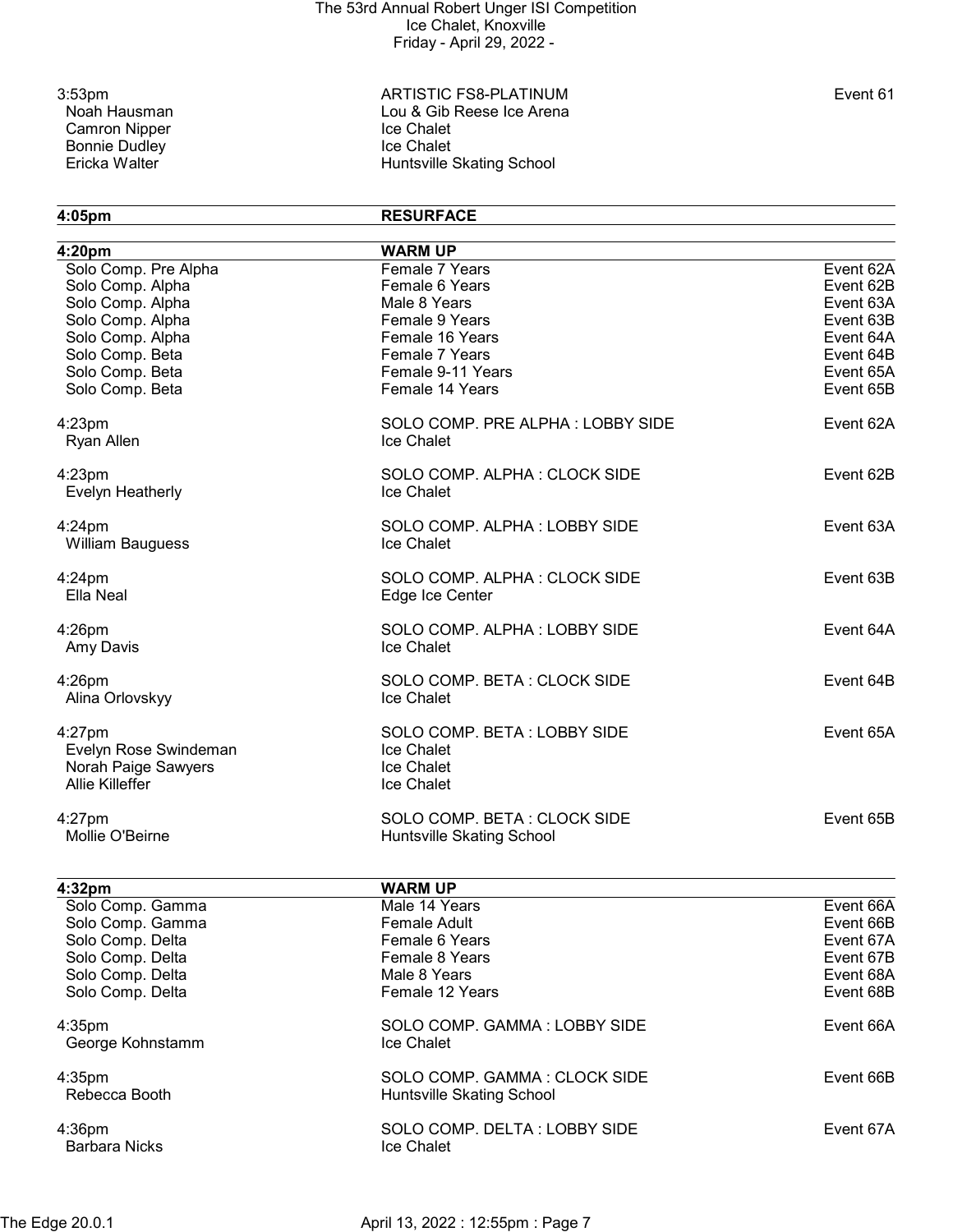3:53pm ARTISTIC FS8-PLATINUM Event 61

| Skater | Club |
|---|---|
| Noah Hausman | Lou & Gib Reese Ice Arena |
| Camron Nipper | Ice Chalet |
| Bonnie Dudley | Ice Chalet |
| Ericka Walter | Huntsville Skating School |

**4:05pm RESURFACE**

**4:20pm WARM UP**

| Level | Category | Event |
|---|---|---|
| Solo Comp. Pre Alpha | Female 7 Years | Event 62A |
| Solo Comp. Alpha | Female 6 Years | Event 62B |
| Solo Comp. Alpha | Male 8 Years | Event 63A |
| Solo Comp. Alpha | Female 9 Years | Event 63B |
| Solo Comp. Alpha | Female 16 Years | Event 64A |
| Solo Comp. Beta | Female 7 Years | Event 64B |
| Solo Comp. Beta | Female 9-11 Years | Event 65A |
| Solo Comp. Beta | Female 14 Years | Event 65B |

4:23pm SOLO COMP. PRE ALPHA : LOBBY SIDE Event 62A
Ryan Allen — Ice Chalet

4:23pm SOLO COMP. ALPHA : CLOCK SIDE Event 62B
Evelyn Heatherly — Ice Chalet

4:24pm SOLO COMP. ALPHA : LOBBY SIDE Event 63A
William Bauguess — Ice Chalet

4:24pm SOLO COMP. ALPHA : CLOCK SIDE Event 63B
Ella Neal — Edge Ice Center

4:26pm SOLO COMP. ALPHA : LOBBY SIDE Event 64A
Amy Davis — Ice Chalet

4:26pm SOLO COMP. BETA : CLOCK SIDE Event 64B
Alina Orlovskyy — Ice Chalet

4:27pm SOLO COMP. BETA : LOBBY SIDE Event 65A

| Skater | Club |
|---|---|
| Evelyn Rose Swindeman | Ice Chalet |
| Norah Paige Sawyers | Ice Chalet |
| Allie Killeffer | Ice Chalet |

4:27pm SOLO COMP. BETA : CLOCK SIDE Event 65B
Mollie O'Beirne — Huntsville Skating School

**4:32pm WARM UP**

| Level | Category | Event |
|---|---|---|
| Solo Comp. Gamma | Male 14 Years | Event 66A |
| Solo Comp. Gamma | Female Adult | Event 66B |
| Solo Comp. Delta | Female 6 Years | Event 67A |
| Solo Comp. Delta | Female 8 Years | Event 67B |
| Solo Comp. Delta | Male 8 Years | Event 68A |
| Solo Comp. Delta | Female 12 Years | Event 68B |

4:35pm SOLO COMP. GAMMA : LOBBY SIDE Event 66A
George Kohnstamm — Ice Chalet

4:35pm SOLO COMP. GAMMA : CLOCK SIDE Event 66B
Rebecca Booth — Huntsville Skating School

4:36pm SOLO COMP. DELTA : LOBBY SIDE Event 67A
Barbara Nicks — Ice Chalet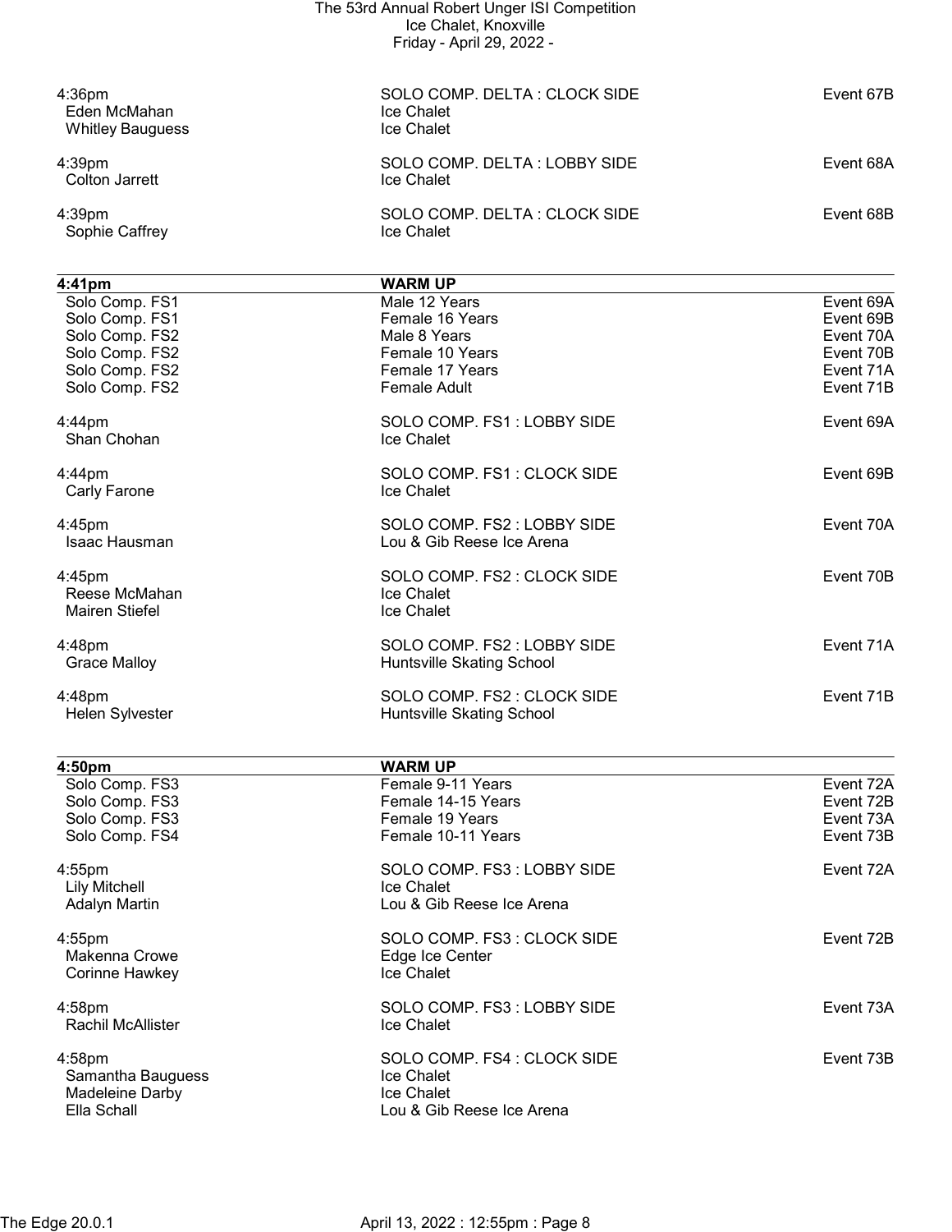4:36pm | SOLO COMP. DELTA : CLOCK SIDE | Event 67B
- Eden McMahan — Ice Chalet
- Whitley Bauguess — Ice Chalet

4:39pm | SOLO COMP. DELTA : LOBBY SIDE | Event 68A
- Colton Jarrett — Ice Chalet

4:39pm | SOLO COMP. DELTA : CLOCK SIDE | Event 68B
- Sophie Caffrey — Ice Chalet

| **4:41pm** | **WARM UP** | |
|---|---|---|
| Solo Comp. FS1 | Male 12 Years | Event 69A |
| Solo Comp. FS1 | Female 16 Years | Event 69B |
| Solo Comp. FS2 | Male 8 Years | Event 70A |
| Solo Comp. FS2 | Female 10 Years | Event 70B |
| Solo Comp. FS2 | Female 17 Years | Event 71A |
| Solo Comp. FS2 | Female Adult | Event 71B |

4:44pm | SOLO COMP. FS1 : LOBBY SIDE | Event 69A
- Shan Chohan — Ice Chalet

4:44pm | SOLO COMP. FS1 : CLOCK SIDE | Event 69B
- Carly Farone — Ice Chalet

4:45pm | SOLO COMP. FS2 : LOBBY SIDE | Event 70A
- Isaac Hausman — Lou & Gib Reese Ice Arena

4:45pm | SOLO COMP. FS2 : CLOCK SIDE | Event 70B
- Reese McMahan — Ice Chalet
- Mairen Stiefel — Ice Chalet

4:48pm | SOLO COMP. FS2 : LOBBY SIDE | Event 71A
- Grace Malloy — Huntsville Skating School

4:48pm | SOLO COMP. FS2 : CLOCK SIDE | Event 71B
- Helen Sylvester — Huntsville Skating School

| **4:50pm** | **WARM UP** | |
|---|---|---|
| Solo Comp. FS3 | Female 9-11 Years | Event 72A |
| Solo Comp. FS3 | Female 14-15 Years | Event 72B |
| Solo Comp. FS3 | Female 19 Years | Event 73A |
| Solo Comp. FS4 | Female 10-11 Years | Event 73B |

4:55pm | SOLO COMP. FS3 : LOBBY SIDE | Event 72A
- Lily Mitchell — Ice Chalet
- Adalyn Martin — Lou & Gib Reese Ice Arena

4:55pm | SOLO COMP. FS3 : CLOCK SIDE | Event 72B
- Makenna Crowe — Edge Ice Center
- Corinne Hawkey — Ice Chalet

4:58pm | SOLO COMP. FS3 : LOBBY SIDE | Event 73A
- Rachil McAllister — Ice Chalet

4:58pm | SOLO COMP. FS4 : CLOCK SIDE | Event 73B
- Samantha Bauguess — Ice Chalet
- Madeleine Darby — Ice Chalet
- Ella Schall — Lou & Gib Reese Ice Arena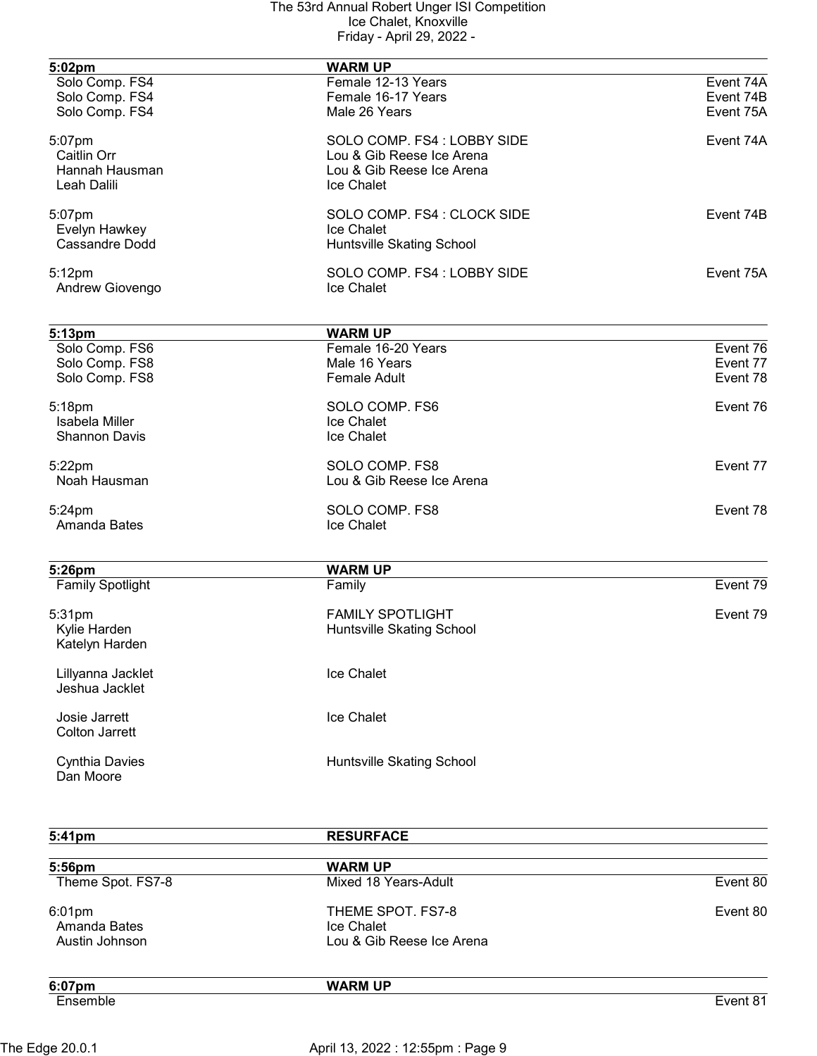| 5:02pm | WARM UP | |
|---|---|---|
| Solo Comp. FS4 | Female 12-13 Years | Event 74A |
| Solo Comp. FS4 | Female 16-17 Years | Event 74B |
| Solo Comp. FS4 | Male 26 Years | Event 75A |

5:07pm — SOLO COMP. FS4 : LOBBY SIDE — Event 74A
- Caitlin Orr — Lou & Gib Reese Ice Arena
- Hannah Hausman — Lou & Gib Reese Ice Arena
- Leah Dalili — Ice Chalet

5:07pm — SOLO COMP. FS4 : CLOCK SIDE — Event 74B
- Evelyn Hawkey — Ice Chalet
- Cassandre Dodd — Huntsville Skating School

5:12pm — SOLO COMP. FS4 : LOBBY SIDE — Event 75A
- Andrew Giovengo — Ice Chalet

| 5:13pm | WARM UP | |
|---|---|---|
| Solo Comp. FS6 | Female 16-20 Years | Event 76 |
| Solo Comp. FS8 | Male 16 Years | Event 77 |
| Solo Comp. FS8 | Female Adult | Event 78 |

5:18pm — SOLO COMP. FS6 — Event 76
- Isabela Miller — Ice Chalet
- Shannon Davis — Ice Chalet

5:22pm — SOLO COMP. FS8 — Event 77
- Noah Hausman — Lou & Gib Reese Ice Arena

5:24pm — SOLO COMP. FS8 — Event 78
- Amanda Bates — Ice Chalet

| 5:26pm | WARM UP | |
|---|---|---|
| Family Spotlight | Family | Event 79 |

5:31pm — FAMILY SPOTLIGHT — Event 79
- Kylie Harden, Katelyn Harden — Huntsville Skating School
- Lillyanna Jacklet, Jeshua Jacklet — Ice Chalet
- Josie Jarrett, Colton Jarrett — Ice Chalet
- Cynthia Davies, Dan Moore — Huntsville Skating School

| 5:41pm | RESURFACE |
|---|---|

| 5:56pm | WARM UP | |
|---|---|---|
| Theme Spot. FS7-8 | Mixed 18 Years-Adult | Event 80 |

6:01pm — THEME SPOT. FS7-8 — Event 80
- Amanda Bates — Ice Chalet
- Austin Johnson — Lou & Gib Reese Ice Arena

| 6:07pm | WARM UP | |
|---|---|---|
| Ensemble | | Event 81 |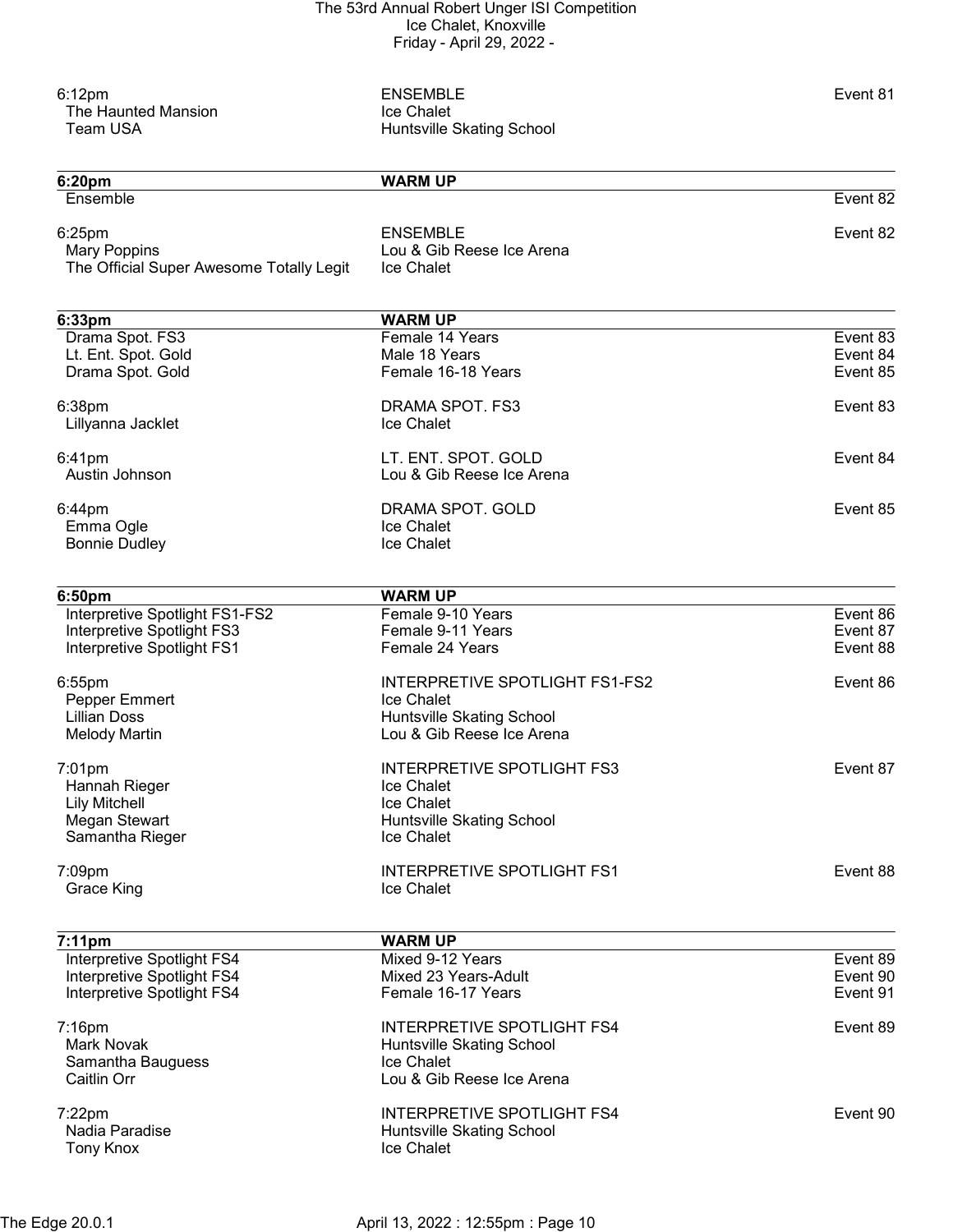6:12pm ENSEMBLE Event 81
The Haunted Mansion — Ice Chalet
Team USA — Huntsville Skating School

---

**6:20pm** **WARM UP**

Ensemble — Event 82

6:25pm ENSEMBLE Event 82
Mary Poppins — Lou & Gib Reese Ice Arena
The Official Super Awesome Totally Legit — Ice Chalet

---

**6:33pm** **WARM UP**

| | | |
|---|---|---|
| Drama Spot. FS3 | Female 14 Years | Event 83 |
| Lt. Ent. Spot. Gold | Male 18 Years | Event 84 |
| Drama Spot. Gold | Female 16-18 Years | Event 85 |

6:38pm DRAMA SPOT. FS3 Event 83
Lillyanna Jacklet — Ice Chalet

6:41pm LT. ENT. SPOT. GOLD Event 84
Austin Johnson — Lou & Gib Reese Ice Arena

6:44pm DRAMA SPOT. GOLD Event 85
Emma Ogle — Ice Chalet
Bonnie Dudley — Ice Chalet

---

**6:50pm** **WARM UP**

| | | |
|---|---|---|
| Interpretive Spotlight FS1-FS2 | Female 9-10 Years | Event 86 |
| Interpretive Spotlight FS3 | Female 9-11 Years | Event 87 |
| Interpretive Spotlight FS1 | Female 24 Years | Event 88 |

6:55pm INTERPRETIVE SPOTLIGHT FS1-FS2 Event 86
Pepper Emmert — Ice Chalet
Lillian Doss — Huntsville Skating School
Melody Martin — Lou & Gib Reese Ice Arena

7:01pm INTERPRETIVE SPOTLIGHT FS3 Event 87
Hannah Rieger — Ice Chalet
Lily Mitchell — Ice Chalet
Megan Stewart — Huntsville Skating School
Samantha Rieger — Ice Chalet

7:09pm INTERPRETIVE SPOTLIGHT FS1 Event 88
Grace King — Ice Chalet

---

**7:11pm** **WARM UP**

| | | |
|---|---|---|
| Interpretive Spotlight FS4 | Mixed 9-12 Years | Event 89 |
| Interpretive Spotlight FS4 | Mixed 23 Years-Adult | Event 90 |
| Interpretive Spotlight FS4 | Female 16-17 Years | Event 91 |

7:16pm INTERPRETIVE SPOTLIGHT FS4 Event 89
Mark Novak — Huntsville Skating School
Samantha Bauguess — Ice Chalet
Caitlin Orr — Lou & Gib Reese Ice Arena

7:22pm INTERPRETIVE SPOTLIGHT FS4 Event 90
Nadia Paradise — Huntsville Skating School
Tony Knox — Ice Chalet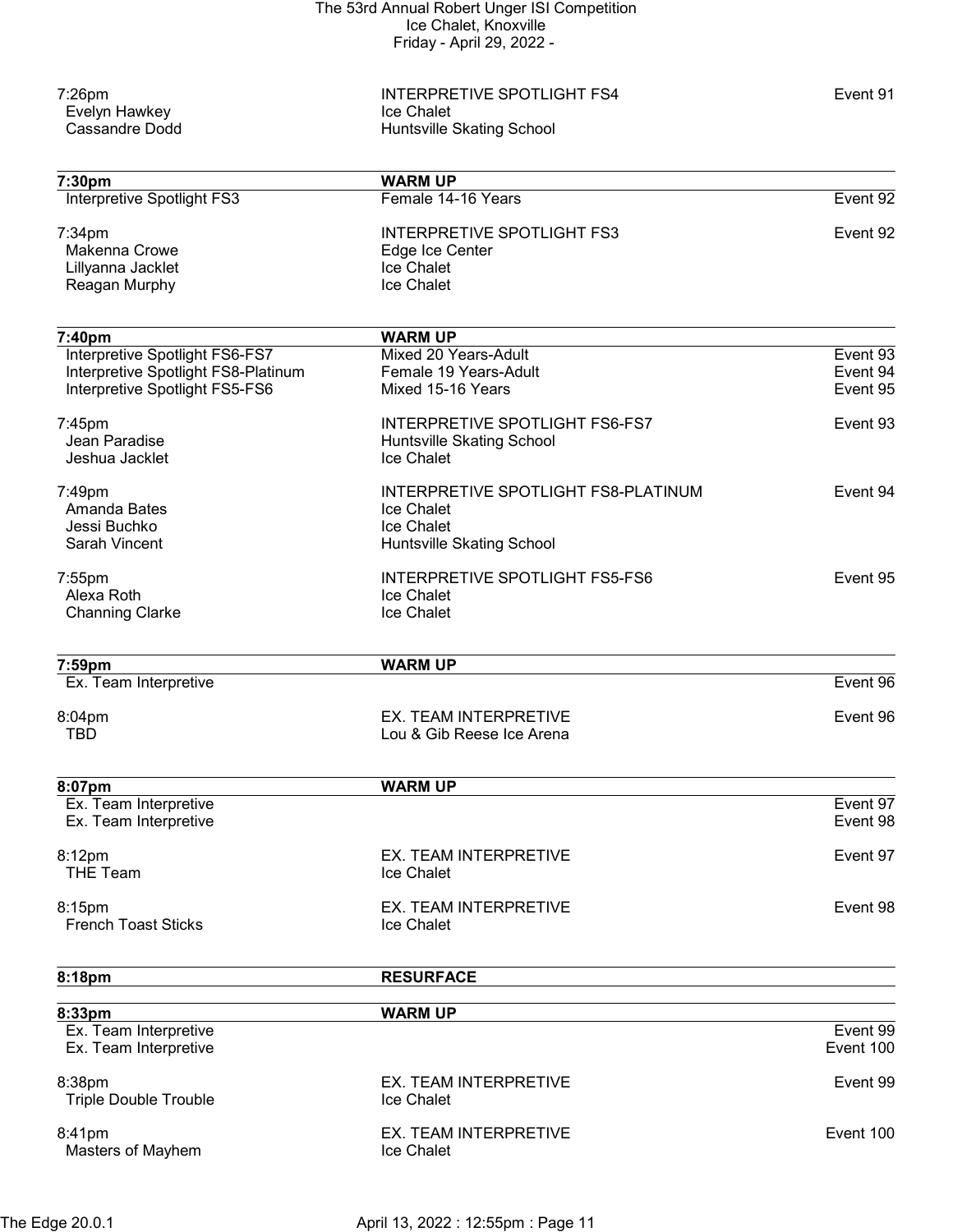| | | |
|---|---|---|
| 7:26pm | INTERPRETIVE SPOTLIGHT FS4 | Event 91 |
| Evelyn Hawkey | Ice Chalet | |
| Cassandre Dodd | Huntsville Skating School | |

| **7:30pm** | **WARM UP** | |
|---|---|---|
| Interpretive Spotlight FS3 | Female 14-16 Years | Event 92 |
| | | |
| 7:34pm | INTERPRETIVE SPOTLIGHT FS3 | Event 92 |
| Makenna Crowe | Edge Ice Center | |
| Lillyanna Jacklet | Ice Chalet | |
| Reagan Murphy | Ice Chalet | |

| **7:40pm** | **WARM UP** | |
|---|---|---|
| Interpretive Spotlight FS6-FS7 | Mixed 20 Years-Adult | Event 93 |
| Interpretive Spotlight FS8-Platinum | Female 19 Years-Adult | Event 94 |
| Interpretive Spotlight FS5-FS6 | Mixed 15-16 Years | Event 95 |
| | | |
| 7:45pm | INTERPRETIVE SPOTLIGHT FS6-FS7 | Event 93 |
| Jean Paradise | Huntsville Skating School | |
| Jeshua Jacklet | Ice Chalet | |
| | | |
| 7:49pm | INTERPRETIVE SPOTLIGHT FS8-PLATINUM | Event 94 |
| Amanda Bates | Ice Chalet | |
| Jessi Buchko | Ice Chalet | |
| Sarah Vincent | Huntsville Skating School | |
| | | |
| 7:55pm | INTERPRETIVE SPOTLIGHT FS5-FS6 | Event 95 |
| Alexa Roth | Ice Chalet | |
| Channing Clarke | Ice Chalet | |

| **7:59pm** | **WARM UP** | |
|---|---|---|
| Ex. Team Interpretive | | Event 96 |
| | | |
| 8:04pm | EX. TEAM INTERPRETIVE | Event 96 |
| TBD | Lou & Gib Reese Ice Arena | |

| **8:07pm** | **WARM UP** | |
|---|---|---|
| Ex. Team Interpretive | | Event 97 |
| Ex. Team Interpretive | | Event 98 |
| | | |
| 8:12pm | EX. TEAM INTERPRETIVE | Event 97 |
| THE Team | Ice Chalet | |
| | | |
| 8:15pm | EX. TEAM INTERPRETIVE | Event 98 |
| French Toast Sticks | Ice Chalet | |

| **8:18pm** | **RESURFACE** | |
|---|---|---|

| **8:33pm** | **WARM UP** | |
|---|---|---|
| Ex. Team Interpretive | | Event 99 |
| Ex. Team Interpretive | | Event 100 |
| | | |
| 8:38pm | EX. TEAM INTERPRETIVE | Event 99 |
| Triple Double Trouble | Ice Chalet | |
| | | |
| 8:41pm | EX. TEAM INTERPRETIVE | Event 100 |
| Masters of Mayhem | Ice Chalet | |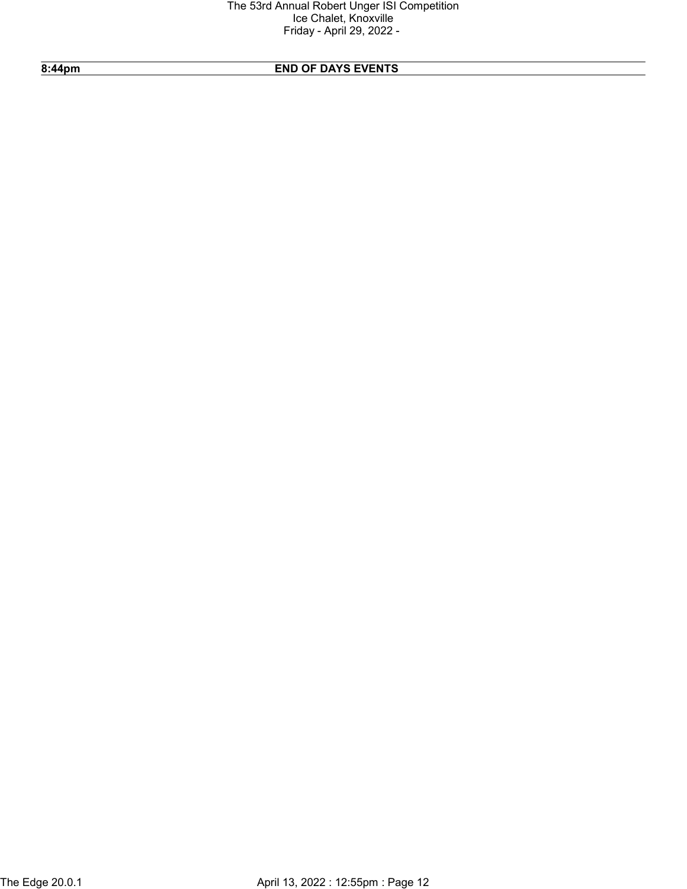| 8:44pm | END OF DAYS EVENTS |
| --- | --- |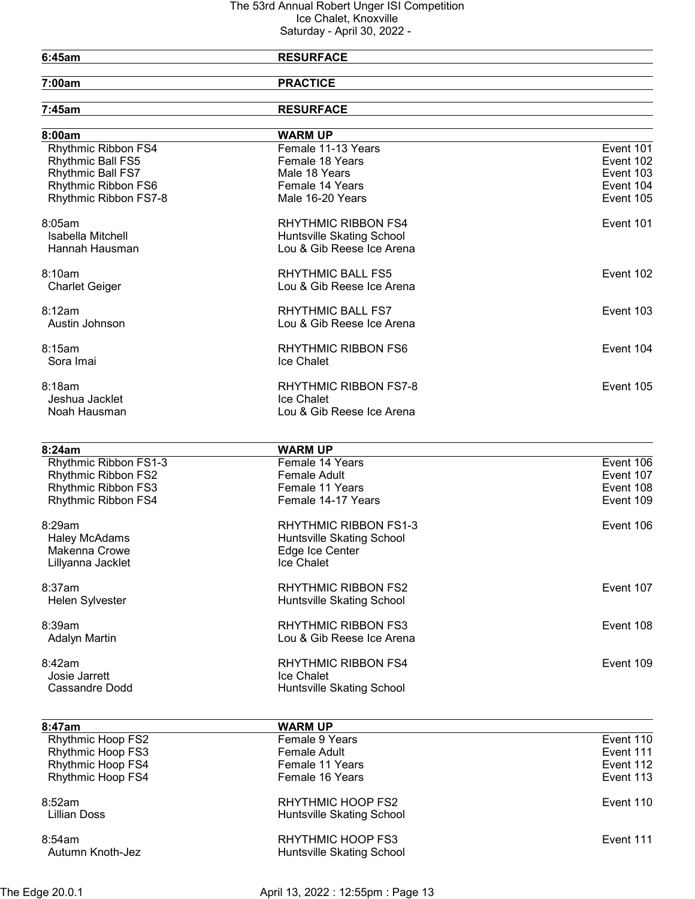| | | |
|---|---|---|
| **6:45am** | **RESURFACE** | |
| **7:00am** | **PRACTICE** | |
| **7:45am** | **RESURFACE** | |
| **8:00am** | **WARM UP** | |
| Rhythmic Ribbon FS4 | Female 11-13 Years | Event 101 |
| Rhythmic Ball FS5 | Female 18 Years | Event 102 |
| Rhythmic Ball FS7 | Male 18 Years | Event 103 |
| Rhythmic Ribbon FS6 | Female 14 Years | Event 104 |
| Rhythmic Ribbon FS7-8 | Male 16-20 Years | Event 105 |
| 8:05am | RHYTHMIC RIBBON FS4 | Event 101 |
| Isabella Mitchell | Huntsville Skating School | |
| Hannah Hausman | Lou & Gib Reese Ice Arena | |
| 8:10am | RHYTHMIC BALL FS5 | Event 102 |
| Charlet Geiger | Lou & Gib Reese Ice Arena | |
| 8:12am | RHYTHMIC BALL FS7 | Event 103 |
| Austin Johnson | Lou & Gib Reese Ice Arena | |
| 8:15am | RHYTHMIC RIBBON FS6 | Event 104 |
| Sora Imai | Ice Chalet | |
| 8:18am | RHYTHMIC RIBBON FS7-8 | Event 105 |
| Jeshua Jacklet | Ice Chalet | |
| Noah Hausman | Lou & Gib Reese Ice Arena | |
| **8:24am** | **WARM UP** | |
| Rhythmic Ribbon FS1-3 | Female 14 Years | Event 106 |
| Rhythmic Ribbon FS2 | Female Adult | Event 107 |
| Rhythmic Ribbon FS3 | Female 11 Years | Event 108 |
| Rhythmic Ribbon FS4 | Female 14-17 Years | Event 109 |
| 8:29am | RHYTHMIC RIBBON FS1-3 | Event 106 |
| Haley McAdams | Huntsville Skating School | |
| Makenna Crowe | Edge Ice Center | |
| Lillyanna Jacklet | Ice Chalet | |
| 8:37am | RHYTHMIC RIBBON FS2 | Event 107 |
| Helen Sylvester | Huntsville Skating School | |
| 8:39am | RHYTHMIC RIBBON FS3 | Event 108 |
| Adalyn Martin | Lou & Gib Reese Ice Arena | |
| 8:42am | RHYTHMIC RIBBON FS4 | Event 109 |
| Josie Jarrett | Ice Chalet | |
| Cassandre Dodd | Huntsville Skating School | |
| **8:47am** | **WARM UP** | |
| Rhythmic Hoop FS2 | Female 9 Years | Event 110 |
| Rhythmic Hoop FS3 | Female Adult | Event 111 |
| Rhythmic Hoop FS4 | Female 11 Years | Event 112 |
| Rhythmic Hoop FS4 | Female 16 Years | Event 113 |
| 8:52am | RHYTHMIC HOOP FS2 | Event 110 |
| Lillian Doss | Huntsville Skating School | |
| 8:54am | RHYTHMIC HOOP FS3 | Event 111 |
| Autumn Knoth-Jez | Huntsville Skating School | |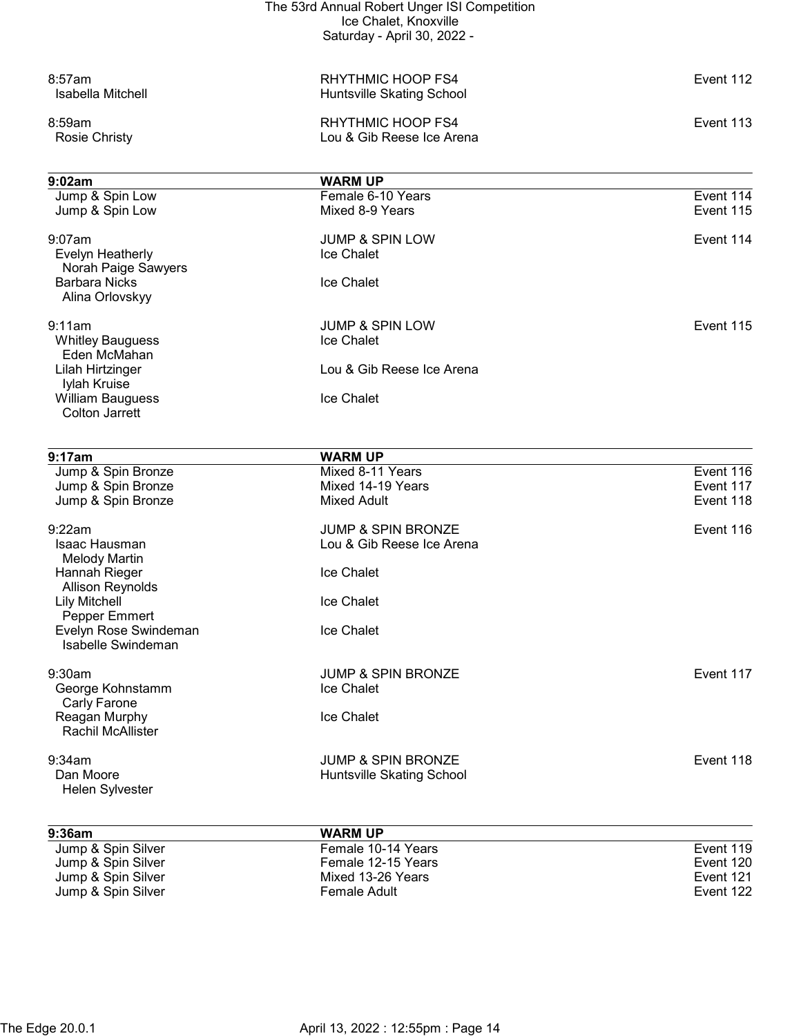8:57am | RHYTHMIC HOOP FS4 | Event 112
Isabella Mitchell | Huntsville Skating School

8:59am | RHYTHMIC HOOP FS4 | Event 113
Rosie Christy | Lou & Gib Reese Ice Arena

| **9:02am** | **WARM UP** | |
|---|---|---|
| Jump & Spin Low | Female 6-10 Years | Event 114 |
| Jump & Spin Low | Mixed 8-9 Years | Event 115 |

9:07am | JUMP & SPIN LOW | Event 114
- Evelyn Heatherly — Ice Chalet
  - Norah Paige Sawyers
- Barbara Nicks — Ice Chalet
  - Alina Orlovskyy

9:11am | JUMP & SPIN LOW | Event 115
- Whitley Bauguess — Ice Chalet
  - Eden McMahan
- Lilah Hirtzinger — Lou & Gib Reese Ice Arena
  - Iylah Kruise
- William Bauguess — Ice Chalet
  - Colton Jarrett

| **9:17am** | **WARM UP** | |
|---|---|---|
| Jump & Spin Bronze | Mixed 8-11 Years | Event 116 |
| Jump & Spin Bronze | Mixed 14-19 Years | Event 117 |
| Jump & Spin Bronze | Mixed Adult | Event 118 |

9:22am | JUMP & SPIN BRONZE | Event 116
- Isaac Hausman — Lou & Gib Reese Ice Arena
  - Melody Martin
- Hannah Rieger — Ice Chalet
  - Allison Reynolds
- Lily Mitchell — Ice Chalet
  - Pepper Emmert
- Evelyn Rose Swindeman — Ice Chalet
  - Isabelle Swindeman

9:30am | JUMP & SPIN BRONZE | Event 117
- George Kohnstamm — Ice Chalet
  - Carly Farone
- Reagan Murphy — Ice Chalet
  - Rachil McAllister

9:34am | JUMP & SPIN BRONZE | Event 118
- Dan Moore — Huntsville Skating School
  - Helen Sylvester

| **9:36am** | **WARM UP** | |
|---|---|---|
| Jump & Spin Silver | Female 10-14 Years | Event 119 |
| Jump & Spin Silver | Female 12-15 Years | Event 120 |
| Jump & Spin Silver | Mixed 13-26 Years | Event 121 |
| Jump & Spin Silver | Female Adult | Event 122 |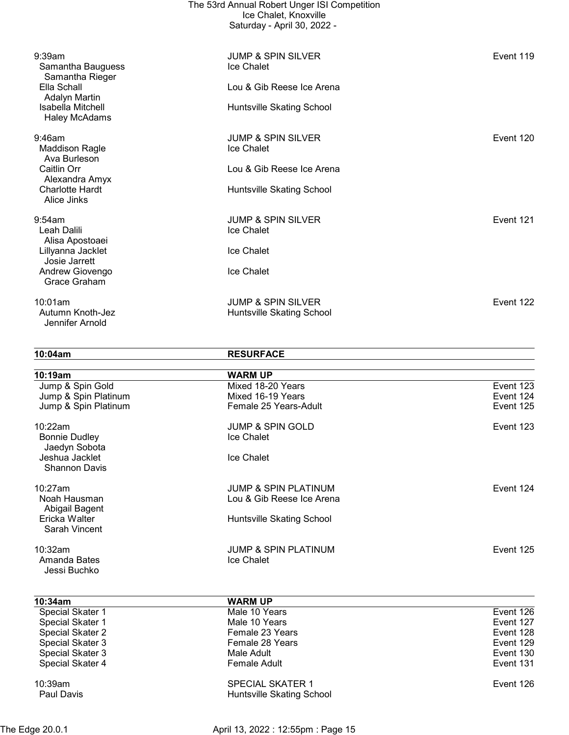9:39am | JUMP & SPIN SILVER | Event 119
- Samantha Bauguess — Ice Chalet
  - Samantha Rieger
- Ella Schall — Lou & Gib Reese Ice Arena
  - Adalyn Martin
- Isabella Mitchell — Huntsville Skating School
  - Haley McAdams

9:46am | JUMP & SPIN SILVER | Event 120
- Maddison Ragle — Ice Chalet
  - Ava Burleson
- Caitlin Orr — Lou & Gib Reese Ice Arena
  - Alexandra Amyx
- Charlotte Hardt — Huntsville Skating School
  - Alice Jinks

9:54am | JUMP & SPIN SILVER | Event 121
- Leah Dalili — Ice Chalet
  - Alisa Apostoaei
- Lillyanna Jacklet — Ice Chalet
  - Josie Jarrett
- Andrew Giovengo — Ice Chalet
  - Grace Graham

10:01am | JUMP & SPIN SILVER | Event 122
- Autumn Knoth-Jez — Huntsville Skating School
  - Jennifer Arnold

**10:04am | RESURFACE**

**10:19am | WARM UP**

| | | |
|---|---|---|
| Jump & Spin Gold | Mixed 18-20 Years | Event 123 |
| Jump & Spin Platinum | Mixed 16-19 Years | Event 124 |
| Jump & Spin Platinum | Female 25 Years-Adult | Event 125 |

10:22am | JUMP & SPIN GOLD | Event 123
- Bonnie Dudley — Ice Chalet
  - Jaedyn Sobota
- Jeshua Jacklet — Ice Chalet
  - Shannon Davis

10:27am | JUMP & SPIN PLATINUM | Event 124
- Noah Hausman — Lou & Gib Reese Ice Arena
  - Abigail Bagent
- Ericka Walter — Huntsville Skating School
  - Sarah Vincent

10:32am | JUMP & SPIN PLATINUM | Event 125
- Amanda Bates — Ice Chalet
  - Jessi Buchko

**10:34am | WARM UP**

| | | |
|---|---|---|
| Special Skater 1 | Male 10 Years | Event 126 |
| Special Skater 1 | Male 10 Years | Event 127 |
| Special Skater 2 | Female 23 Years | Event 128 |
| Special Skater 3 | Female 28 Years | Event 129 |
| Special Skater 3 | Male Adult | Event 130 |
| Special Skater 4 | Female Adult | Event 131 |

10:39am | SPECIAL SKATER 1 | Event 126
- Paul Davis — Huntsville Skating School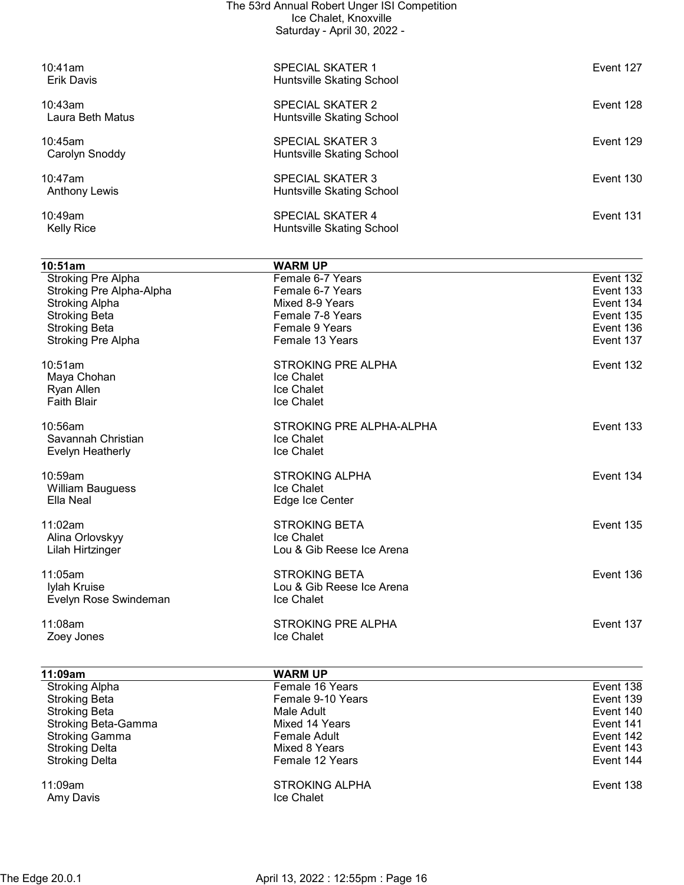10:41am | SPECIAL SKATER 1 | Event 127
Erik Davis | Huntsville Skating School

10:43am | SPECIAL SKATER 2 | Event 128
Laura Beth Matus | Huntsville Skating School

10:45am | SPECIAL SKATER 3 | Event 129
Carolyn Snoddy | Huntsville Skating School

10:47am | SPECIAL SKATER 3 | Event 130
Anthony Lewis | Huntsville Skating School

10:49am | SPECIAL SKATER 4 | Event 131
Kelly Rice | Huntsville Skating School

| 10:51am | WARM UP | |
|---|---|---|
| Stroking Pre Alpha | Female 6-7 Years | Event 132 |
| Stroking Pre Alpha-Alpha | Female 6-7 Years | Event 133 |
| Stroking Alpha | Mixed 8-9 Years | Event 134 |
| Stroking Beta | Female 7-8 Years | Event 135 |
| Stroking Beta | Female 9 Years | Event 136 |
| Stroking Pre Alpha | Female 13 Years | Event 137 |

10:51am | STROKING PRE ALPHA | Event 132
Maya Chohan | Ice Chalet
Ryan Allen | Ice Chalet
Faith Blair | Ice Chalet

10:56am | STROKING PRE ALPHA-ALPHA | Event 133
Savannah Christian | Ice Chalet
Evelyn Heatherly | Ice Chalet

10:59am | STROKING ALPHA | Event 134
William Bauguess | Ice Chalet
Ella Neal | Edge Ice Center

11:02am | STROKING BETA | Event 135
Alina Orlovskyy | Ice Chalet
Lilah Hirtzinger | Lou & Gib Reese Ice Arena

11:05am | STROKING BETA | Event 136
Iylah Kruise | Lou & Gib Reese Ice Arena
Evelyn Rose Swindeman | Ice Chalet

11:08am | STROKING PRE ALPHA | Event 137
Zoey Jones | Ice Chalet

| 11:09am | WARM UP | |
|---|---|---|
| Stroking Alpha | Female 16 Years | Event 138 |
| Stroking Beta | Female 9-10 Years | Event 139 |
| Stroking Beta | Male Adult | Event 140 |
| Stroking Beta-Gamma | Mixed 14 Years | Event 141 |
| Stroking Gamma | Female Adult | Event 142 |
| Stroking Delta | Mixed 8 Years | Event 143 |
| Stroking Delta | Female 12 Years | Event 144 |

11:09am | STROKING ALPHA | Event 138
Amy Davis | Ice Chalet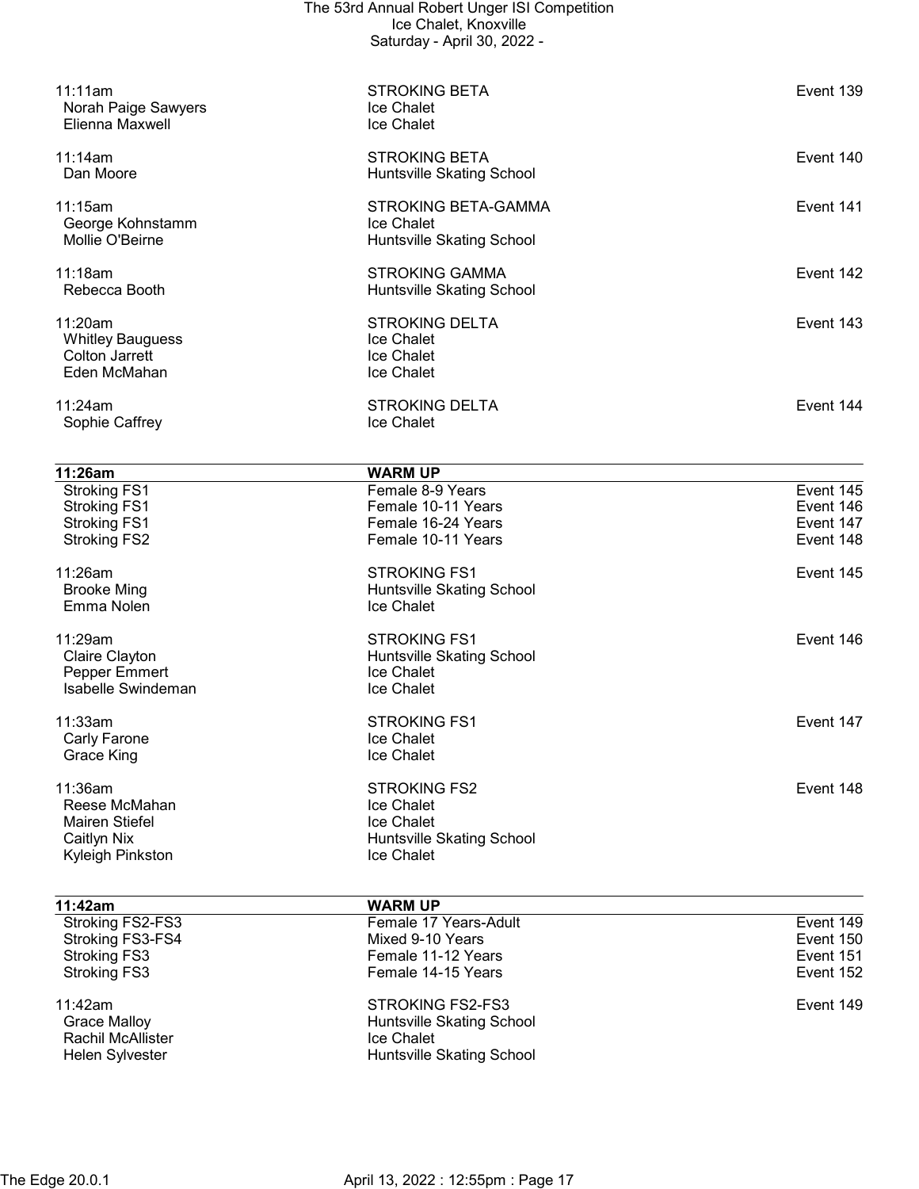| Time | Event | Event # |
|---|---|---|
| 11:11am | STROKING BETA | Event 139 |
| Norah Paige Sawyers | Ice Chalet | |
| Elienna Maxwell | Ice Chalet | |
| 11:14am | STROKING BETA | Event 140 |
| Dan Moore | Huntsville Skating School | |
| 11:15am | STROKING BETA-GAMMA | Event 141 |
| George Kohnstamm | Ice Chalet | |
| Mollie O'Beirne | Huntsville Skating School | |
| 11:18am | STROKING GAMMA | Event 142 |
| Rebecca Booth | Huntsville Skating School | |
| 11:20am | STROKING DELTA | Event 143 |
| Whitley Bauguess | Ice Chalet | |
| Colton Jarrett | Ice Chalet | |
| Eden McMahan | Ice Chalet | |
| 11:24am | STROKING DELTA | Event 144 |
| Sophie Caffrey | Ice Chalet | |

| **11:26am** | **WARM UP** | |
|---|---|---|
| Stroking FS1 | Female 8-9 Years | Event 145 |
| Stroking FS1 | Female 10-11 Years | Event 146 |
| Stroking FS1 | Female 16-24 Years | Event 147 |
| Stroking FS2 | Female 10-11 Years | Event 148 |
| 11:26am | STROKING FS1 | Event 145 |
| Brooke Ming | Huntsville Skating School | |
| Emma Nolen | Ice Chalet | |
| 11:29am | STROKING FS1 | Event 146 |
| Claire Clayton | Huntsville Skating School | |
| Pepper Emmert | Ice Chalet | |
| Isabelle Swindeman | Ice Chalet | |
| 11:33am | STROKING FS1 | Event 147 |
| Carly Farone | Ice Chalet | |
| Grace King | Ice Chalet | |
| 11:36am | STROKING FS2 | Event 148 |
| Reese McMahan | Ice Chalet | |
| Mairen Stiefel | Ice Chalet | |
| Caitlyn Nix | Huntsville Skating School | |
| Kyleigh Pinkston | Ice Chalet | |

| **11:42am** | **WARM UP** | |
|---|---|---|
| Stroking FS2-FS3 | Female 17 Years-Adult | Event 149 |
| Stroking FS3-FS4 | Mixed 9-10 Years | Event 150 |
| Stroking FS3 | Female 11-12 Years | Event 151 |
| Stroking FS3 | Female 14-15 Years | Event 152 |
| 11:42am | STROKING FS2-FS3 | Event 149 |
| Grace Malloy | Huntsville Skating School | |
| Rachil McAllister | Ice Chalet | |
| Helen Sylvester | Huntsville Skating School | |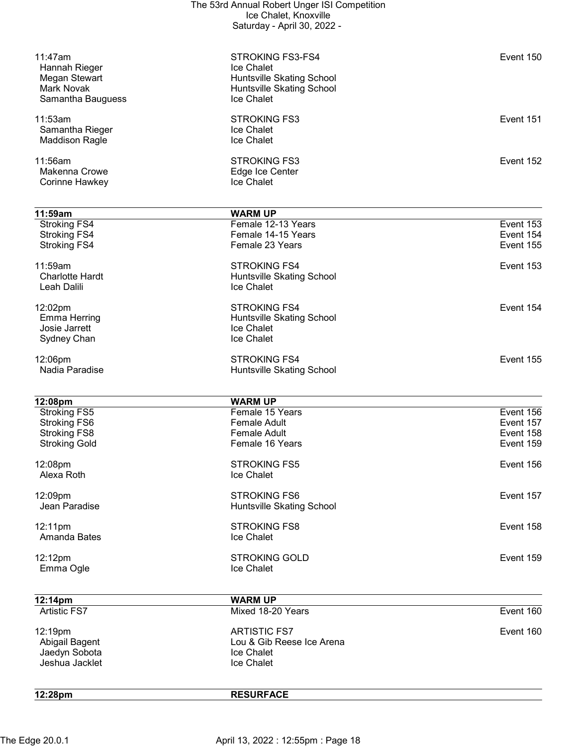| | | |
|---|---|---|
| 11:47am | STROKING FS3-FS4 | Event 150 |
| Hannah Rieger | Ice Chalet | |
| Megan Stewart | Huntsville Skating School | |
| Mark Novak | Huntsville Skating School | |
| Samantha Bauguess | Ice Chalet | |
| | | |
| 11:53am | STROKING FS3 | Event 151 |
| Samantha Rieger | Ice Chalet | |
| Maddison Ragle | Ice Chalet | |
| | | |
| 11:56am | STROKING FS3 | Event 152 |
| Makenna Crowe | Edge Ice Center | |
| Corinne Hawkey | Ice Chalet | |

| **11:59am** | **WARM UP** | |
|---|---|---|
| Stroking FS4 | Female 12-13 Years | Event 153 |
| Stroking FS4 | Female 14-15 Years | Event 154 |
| Stroking FS4 | Female 23 Years | Event 155 |
| | | |
| 11:59am | STROKING FS4 | Event 153 |
| Charlotte Hardt | Huntsville Skating School | |
| Leah Dalili | Ice Chalet | |
| | | |
| 12:02pm | STROKING FS4 | Event 154 |
| Emma Herring | Huntsville Skating School | |
| Josie Jarrett | Ice Chalet | |
| Sydney Chan | Ice Chalet | |
| | | |
| 12:06pm | STROKING FS4 | Event 155 |
| Nadia Paradise | Huntsville Skating School | |

| **12:08pm** | **WARM UP** | |
|---|---|---|
| Stroking FS5 | Female 15 Years | Event 156 |
| Stroking FS6 | Female Adult | Event 157 |
| Stroking FS8 | Female Adult | Event 158 |
| Stroking Gold | Female 16 Years | Event 159 |
| | | |
| 12:08pm | STROKING FS5 | Event 156 |
| Alexa Roth | Ice Chalet | |
| | | |
| 12:09pm | STROKING FS6 | Event 157 |
| Jean Paradise | Huntsville Skating School | |
| | | |
| 12:11pm | STROKING FS8 | Event 158 |
| Amanda Bates | Ice Chalet | |
| | | |
| 12:12pm | STROKING GOLD | Event 159 |
| Emma Ogle | Ice Chalet | |

| **12:14pm** | **WARM UP** | |
|---|---|---|
| Artistic FS7 | Mixed 18-20 Years | Event 160 |
| | | |
| 12:19pm | ARTISTIC FS7 | Event 160 |
| Abigail Bagent | Lou & Gib Reese Ice Arena | |
| Jaedyn Sobota | Ice Chalet | |
| Jeshua Jacklet | Ice Chalet | |

| **12:28pm** | **RESURFACE** | |
|---|---|---|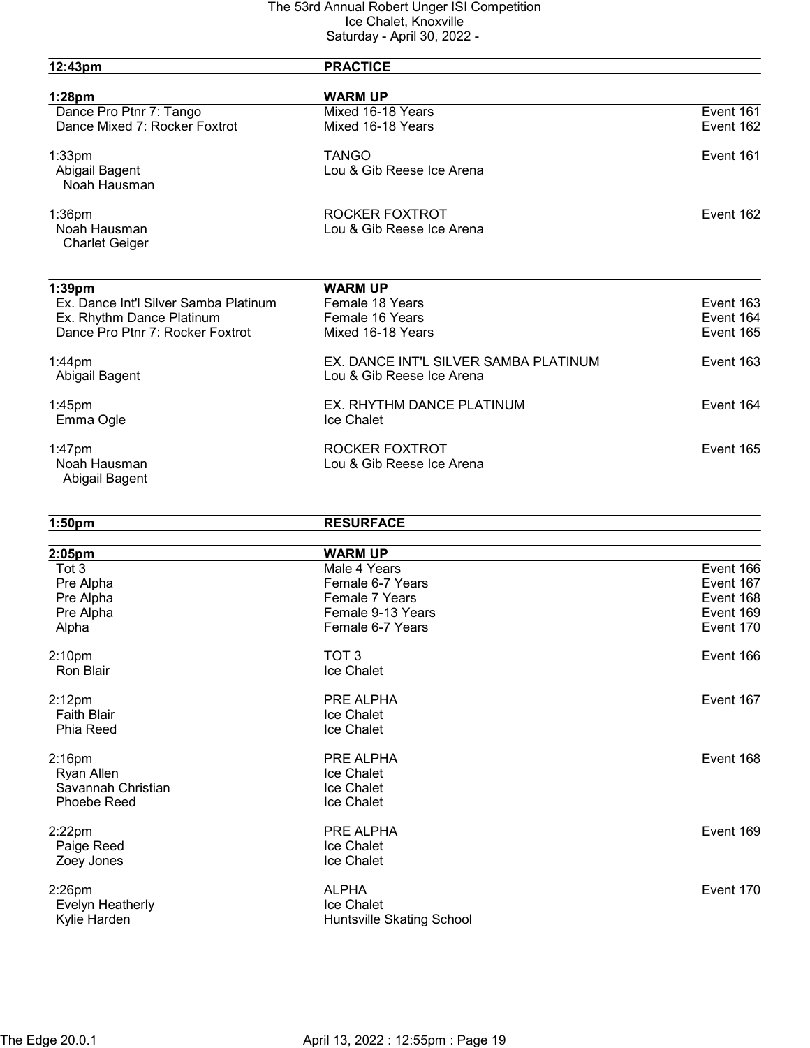| | | |
|---|---|---|
| **12:43pm** | **PRACTICE** | |
| **1:28pm** | **WARM UP** | |
| Dance Pro Ptnr 7: Tango | Mixed 16-18 Years | Event 161 |
| Dance Mixed 7: Rocker Foxtrot | Mixed 16-18 Years | Event 162 |
| 1:33pm | TANGO | Event 161 |
| Abigail Bagent<br>Noah Hausman | Lou & Gib Reese Ice Arena | |
| 1:36pm | ROCKER FOXTROT | Event 162 |
| Noah Hausman<br>Charlet Geiger | Lou & Gib Reese Ice Arena | |
| **1:39pm** | **WARM UP** | |
| Ex. Dance Int'l Silver Samba Platinum | Female 18 Years | Event 163 |
| Ex. Rhythm Dance Platinum | Female 16 Years | Event 164 |
| Dance Pro Ptnr 7: Rocker Foxtrot | Mixed 16-18 Years | Event 165 |
| 1:44pm | EX. DANCE INT'L SILVER SAMBA PLATINUM | Event 163 |
| Abigail Bagent | Lou & Gib Reese Ice Arena | |
| 1:45pm | EX. RHYTHM DANCE PLATINUM | Event 164 |
| Emma Ogle | Ice Chalet | |
| 1:47pm | ROCKER FOXTROT | Event 165 |
| Noah Hausman<br>Abigail Bagent | Lou & Gib Reese Ice Arena | |
| **1:50pm** | **RESURFACE** | |
| **2:05pm** | **WARM UP** | |
| Tot 3 | Male 4 Years | Event 166 |
| Pre Alpha | Female 6-7 Years | Event 167 |
| Pre Alpha | Female 7 Years | Event 168 |
| Pre Alpha | Female 9-13 Years | Event 169 |
| Alpha | Female 6-7 Years | Event 170 |
| 2:10pm | TOT 3 | Event 166 |
| Ron Blair | Ice Chalet | |
| 2:12pm | PRE ALPHA | Event 167 |
| Faith Blair | Ice Chalet | |
| Phia Reed | Ice Chalet | |
| 2:16pm | PRE ALPHA | Event 168 |
| Ryan Allen | Ice Chalet | |
| Savannah Christian | Ice Chalet | |
| Phoebe Reed | Ice Chalet | |
| 2:22pm | PRE ALPHA | Event 169 |
| Paige Reed | Ice Chalet | |
| Zoey Jones | Ice Chalet | |
| 2:26pm | ALPHA | Event 170 |
| Evelyn Heatherly | Ice Chalet | |
| Kylie Harden | Huntsville Skating School | |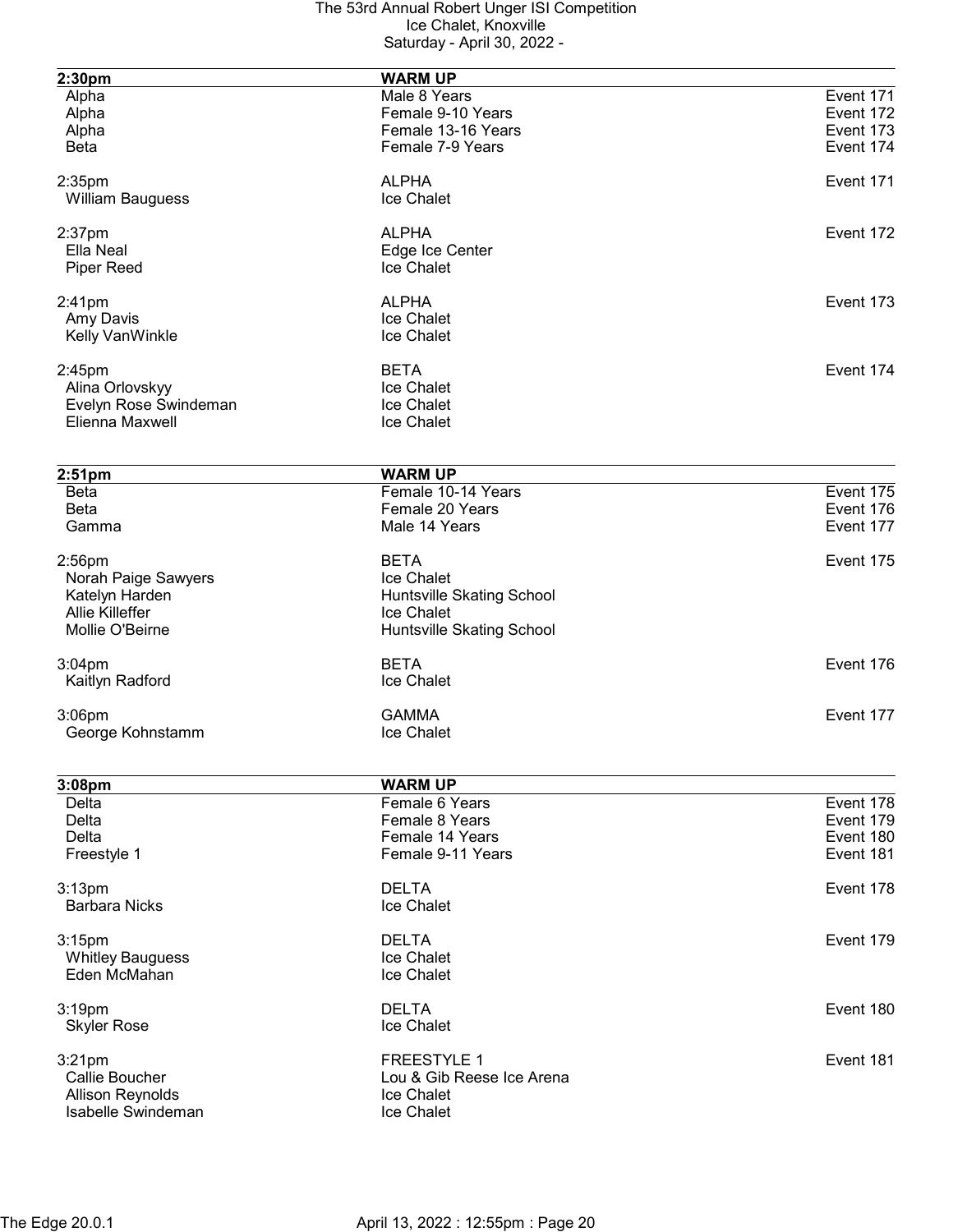| 2:30pm | WARM UP | |
|---|---|---|
| Alpha | Male 8 Years | Event 171 |
| Alpha | Female 9-10 Years | Event 172 |
| Alpha | Female 13-16 Years | Event 173 |
| Beta | Female 7-9 Years | Event 174 |

| 2:35pm | ALPHA | Event 171 |
|---|---|---|
| William Bauguess | Ice Chalet | |

| 2:37pm | ALPHA | Event 172 |
|---|---|---|
| Ella Neal | Edge Ice Center | |
| Piper Reed | Ice Chalet | |

| 2:41pm | ALPHA | Event 173 |
|---|---|---|
| Amy Davis | Ice Chalet | |
| Kelly VanWinkle | Ice Chalet | |

| 2:45pm | BETA | Event 174 |
|---|---|---|
| Alina Orlovskyy | Ice Chalet | |
| Evelyn Rose Swindeman | Ice Chalet | |
| Elienna Maxwell | Ice Chalet | |

| 2:51pm | WARM UP | |
|---|---|---|
| Beta | Female 10-14 Years | Event 175 |
| Beta | Female 20 Years | Event 176 |
| Gamma | Male 14 Years | Event 177 |

| 2:56pm | BETA | Event 175 |
|---|---|---|
| Norah Paige Sawyers | Ice Chalet | |
| Katelyn Harden | Huntsville Skating School | |
| Allie Killeffer | Ice Chalet | |
| Mollie O'Beirne | Huntsville Skating School | |

| 3:04pm | BETA | Event 176 |
|---|---|---|
| Kaitlyn Radford | Ice Chalet | |

| 3:06pm | GAMMA | Event 177 |
|---|---|---|
| George Kohnstamm | Ice Chalet | |

| 3:08pm | WARM UP | |
|---|---|---|
| Delta | Female 6 Years | Event 178 |
| Delta | Female 8 Years | Event 179 |
| Delta | Female 14 Years | Event 180 |
| Freestyle 1 | Female 9-11 Years | Event 181 |

| 3:13pm | DELTA | Event 178 |
|---|---|---|
| Barbara Nicks | Ice Chalet | |

| 3:15pm | DELTA | Event 179 |
|---|---|---|
| Whitley Bauguess | Ice Chalet | |
| Eden McMahan | Ice Chalet | |

| 3:19pm | DELTA | Event 180 |
|---|---|---|
| Skyler Rose | Ice Chalet | |

| 3:21pm | FREESTYLE 1 | Event 181 |
|---|---|---|
| Callie Boucher | Lou & Gib Reese Ice Arena | |
| Allison Reynolds | Ice Chalet | |
| Isabelle Swindeman | Ice Chalet | |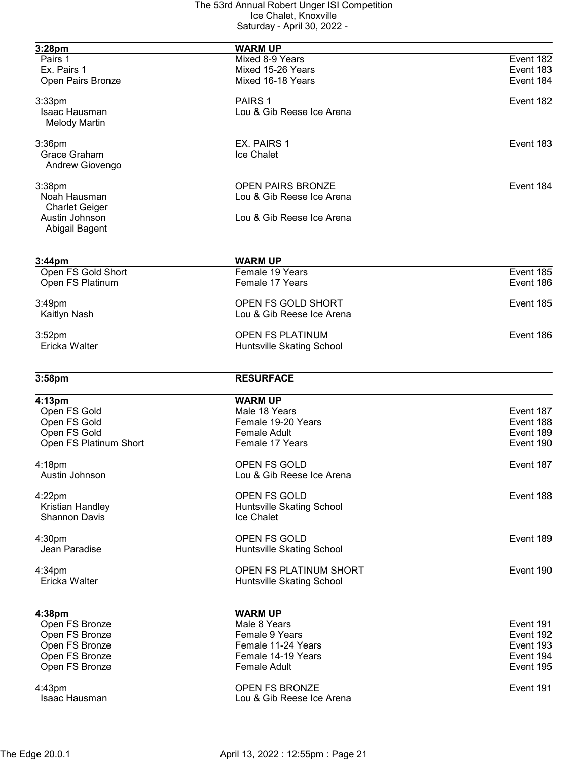| 3:28pm | WARM UP | |
|---|---|---|
| Pairs 1 | Mixed 8-9 Years | Event 182 |
| Ex. Pairs 1 | Mixed 15-26 Years | Event 183 |
| Open Pairs Bronze | Mixed 16-18 Years | Event 184 |

3:33pm — PAIRS 1 — Event 182
- Isaac Hausman / Melody Martin — Lou & Gib Reese Ice Arena

3:36pm — EX. PAIRS 1 — Event 183
- Grace Graham / Andrew Giovengo — Ice Chalet

3:38pm — OPEN PAIRS BRONZE — Event 184
- Noah Hausman / Charlet Geiger — Lou & Gib Reese Ice Arena
- Austin Johnson / Abigail Bagent — Lou & Gib Reese Ice Arena

| 3:44pm | WARM UP | |
|---|---|---|
| Open FS Gold Short | Female 19 Years | Event 185 |
| Open FS Platinum | Female 17 Years | Event 186 |

3:49pm — OPEN FS GOLD SHORT — Event 185
- Kaitlyn Nash — Lou & Gib Reese Ice Arena

3:52pm — OPEN FS PLATINUM — Event 186
- Ericka Walter — Huntsville Skating School

**3:58pm — RESURFACE**

| 4:13pm | WARM UP | |
|---|---|---|
| Open FS Gold | Male 18 Years | Event 187 |
| Open FS Gold | Female 19-20 Years | Event 188 |
| Open FS Gold | Female Adult | Event 189 |
| Open FS Platinum Short | Female 17 Years | Event 190 |

4:18pm — OPEN FS GOLD — Event 187
- Austin Johnson — Lou & Gib Reese Ice Arena

4:22pm — OPEN FS GOLD — Event 188
- Kristian Handley — Huntsville Skating School
- Shannon Davis — Ice Chalet

4:30pm — OPEN FS GOLD — Event 189
- Jean Paradise — Huntsville Skating School

4:34pm — OPEN FS PLATINUM SHORT — Event 190
- Ericka Walter — Huntsville Skating School

| 4:38pm | WARM UP | |
|---|---|---|
| Open FS Bronze | Male 8 Years | Event 191 |
| Open FS Bronze | Female 9 Years | Event 192 |
| Open FS Bronze | Female 11-24 Years | Event 193 |
| Open FS Bronze | Female 14-19 Years | Event 194 |
| Open FS Bronze | Female Adult | Event 195 |

4:43pm — OPEN FS BRONZE — Event 191
- Isaac Hausman — Lou & Gib Reese Ice Arena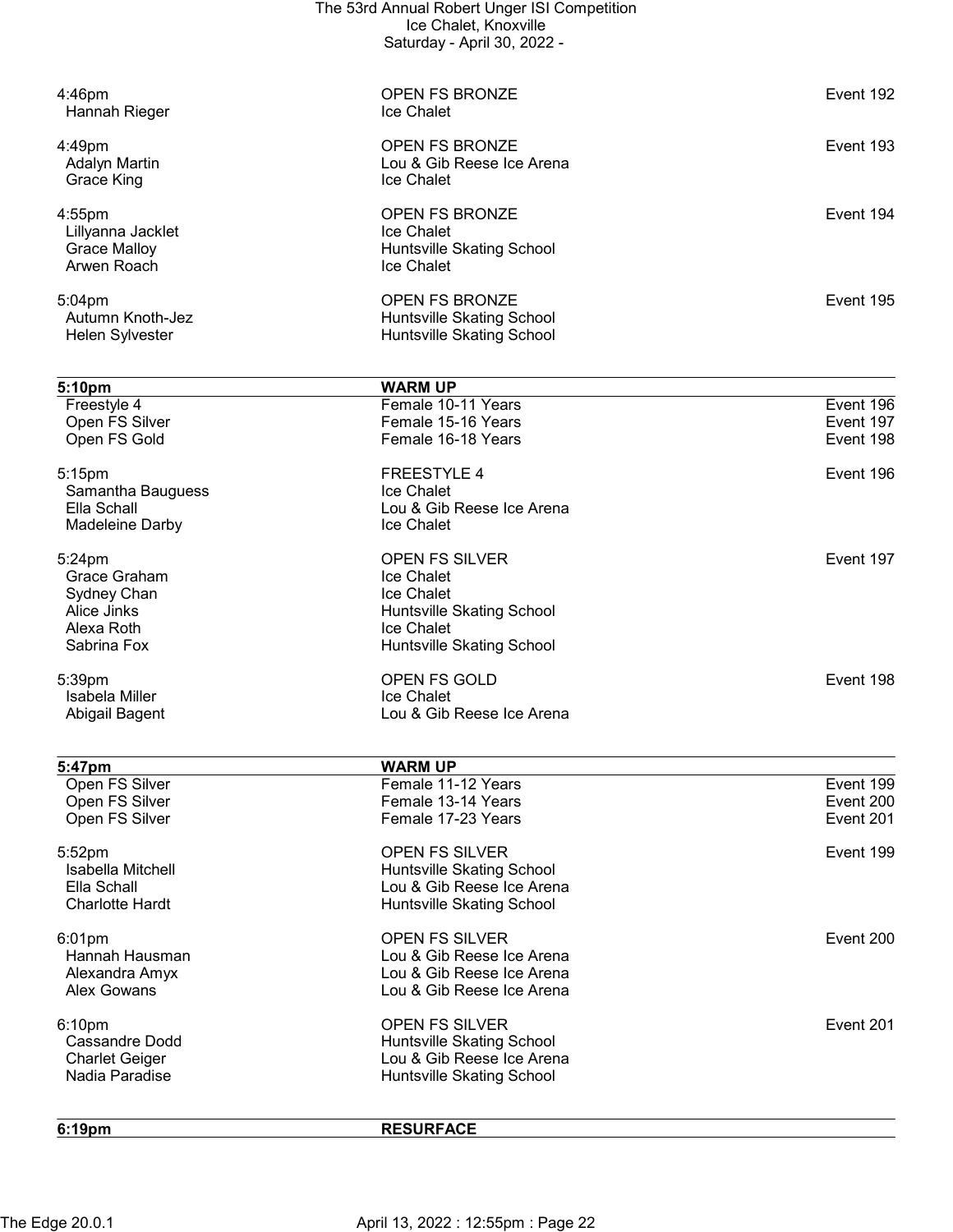| | | |
|---|---|---|
| 4:46pm | OPEN FS BRONZE | Event 192 |
| Hannah Rieger | Ice Chalet | |
| | | |
| 4:49pm | OPEN FS BRONZE | Event 193 |
| Adalyn Martin | Lou & Gib Reese Ice Arena | |
| Grace King | Ice Chalet | |
| | | |
| 4:55pm | OPEN FS BRONZE | Event 194 |
| Lillyanna Jacklet | Ice Chalet | |
| Grace Malloy | Huntsville Skating School | |
| Arwen Roach | Ice Chalet | |
| | | |
| 5:04pm | OPEN FS BRONZE | Event 195 |
| Autumn Knoth-Jez | Huntsville Skating School | |
| Helen Sylvester | Huntsville Skating School | |

| **5:10pm** | **WARM UP** | |
|---|---|---|
| Freestyle 4 | Female 10-11 Years | Event 196 |
| Open FS Silver | Female 15-16 Years | Event 197 |
| Open FS Gold | Female 16-18 Years | Event 198 |
| | | |
| 5:15pm | FREESTYLE 4 | Event 196 |
| Samantha Bauguess | Ice Chalet | |
| Ella Schall | Lou & Gib Reese Ice Arena | |
| Madeleine Darby | Ice Chalet | |
| | | |
| 5:24pm | OPEN FS SILVER | Event 197 |
| Grace Graham | Ice Chalet | |
| Sydney Chan | Ice Chalet | |
| Alice Jinks | Huntsville Skating School | |
| Alexa Roth | Ice Chalet | |
| Sabrina Fox | Huntsville Skating School | |
| | | |
| 5:39pm | OPEN FS GOLD | Event 198 |
| Isabela Miller | Ice Chalet | |
| Abigail Bagent | Lou & Gib Reese Ice Arena | |

| **5:47pm** | **WARM UP** | |
|---|---|---|
| Open FS Silver | Female 11-12 Years | Event 199 |
| Open FS Silver | Female 13-14 Years | Event 200 |
| Open FS Silver | Female 17-23 Years | Event 201 |
| | | |
| 5:52pm | OPEN FS SILVER | Event 199 |
| Isabella Mitchell | Huntsville Skating School | |
| Ella Schall | Lou & Gib Reese Ice Arena | |
| Charlotte Hardt | Huntsville Skating School | |
| | | |
| 6:01pm | OPEN FS SILVER | Event 200 |
| Hannah Hausman | Lou & Gib Reese Ice Arena | |
| Alexandra Amyx | Lou & Gib Reese Ice Arena | |
| Alex Gowans | Lou & Gib Reese Ice Arena | |
| | | |
| 6:10pm | OPEN FS SILVER | Event 201 |
| Cassandre Dodd | Huntsville Skating School | |
| Charlet Geiger | Lou & Gib Reese Ice Arena | |
| Nadia Paradise | Huntsville Skating School | |

| **6:19pm** | **RESURFACE** | |
|---|---|---|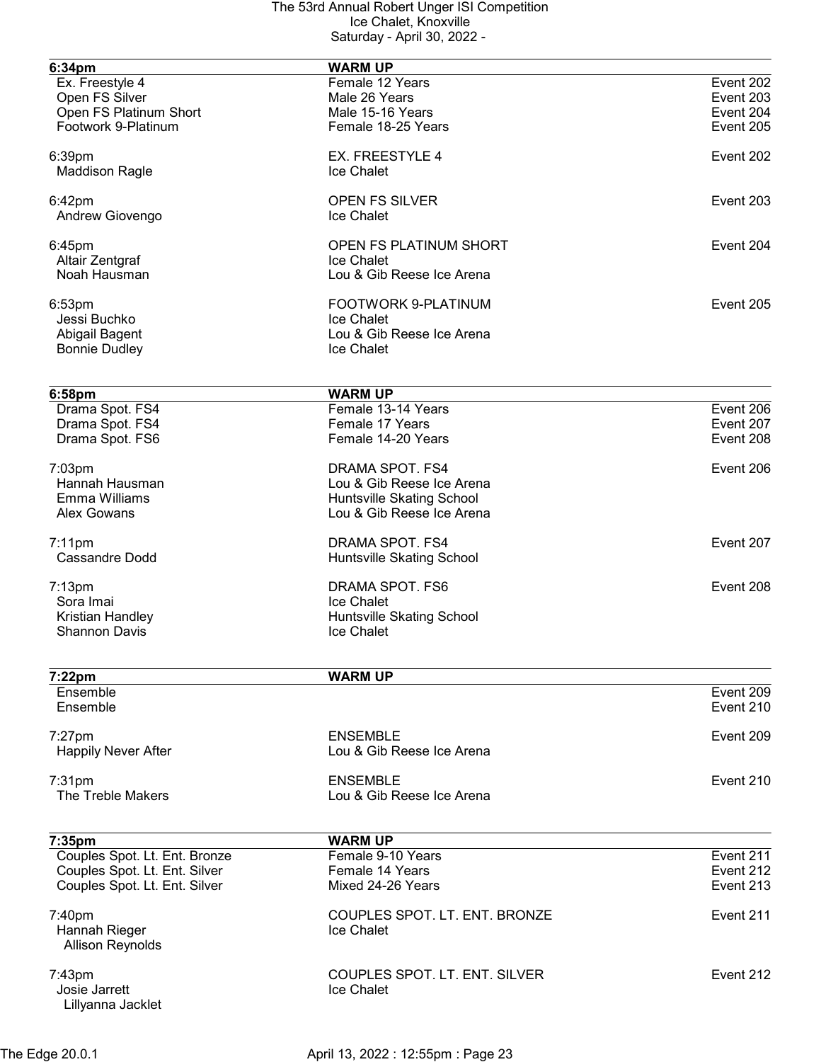The 53rd Annual Robert Unger ISI Competition
Ice Chalet, Knoxville
Saturday - April 30, 2022 -

| **6:34pm** | **WARM UP** | |
|---|---|---|
| Ex. Freestyle 4 | Female 12 Years | Event 202 |
| Open FS Silver | Male 26 Years | Event 203 |
| Open FS Platinum Short | Male 15-16 Years | Event 204 |
| Footwork 9-Platinum | Female 18-25 Years | Event 205 |

| 6:39pm | EX. FREESTYLE 4 | Event 202 |
|---|---|---|
| Maddison Ragle | Ice Chalet | |

| 6:42pm | OPEN FS SILVER | Event 203 |
|---|---|---|
| Andrew Giovengo | Ice Chalet | |

| 6:45pm | OPEN FS PLATINUM SHORT | Event 204 |
|---|---|---|
| Altair Zentgraf | Ice Chalet | |
| Noah Hausman | Lou & Gib Reese Ice Arena | |

| 6:53pm | FOOTWORK 9-PLATINUM | Event 205 |
|---|---|---|
| Jessi Buchko | Ice Chalet | |
| Abigail Bagent | Lou & Gib Reese Ice Arena | |
| Bonnie Dudley | Ice Chalet | |

| **6:58pm** | **WARM UP** | |
|---|---|---|
| Drama Spot. FS4 | Female 13-14 Years | Event 206 |
| Drama Spot. FS4 | Female 17 Years | Event 207 |
| Drama Spot. FS6 | Female 14-20 Years | Event 208 |

| 7:03pm | DRAMA SPOT. FS4 | Event 206 |
|---|---|---|
| Hannah Hausman | Lou & Gib Reese Ice Arena | |
| Emma Williams | Huntsville Skating School | |
| Alex Gowans | Lou & Gib Reese Ice Arena | |

| 7:11pm | DRAMA SPOT. FS4 | Event 207 |
|---|---|---|
| Cassandre Dodd | Huntsville Skating School | |

| 7:13pm | DRAMA SPOT. FS6 | Event 208 |
|---|---|---|
| Sora Imai | Ice Chalet | |
| Kristian Handley | Huntsville Skating School | |
| Shannon Davis | Ice Chalet | |

| **7:22pm** | **WARM UP** | |
|---|---|---|
| Ensemble | | Event 209 |
| Ensemble | | Event 210 |

| 7:27pm | ENSEMBLE | Event 209 |
|---|---|---|
| Happily Never After | Lou & Gib Reese Ice Arena | |

| 7:31pm | ENSEMBLE | Event 210 |
|---|---|---|
| The Treble Makers | Lou & Gib Reese Ice Arena | |

| **7:35pm** | **WARM UP** | |
|---|---|---|
| Couples Spot. Lt. Ent. Bronze | Female 9-10 Years | Event 211 |
| Couples Spot. Lt. Ent. Silver | Female 14 Years | Event 212 |
| Couples Spot. Lt. Ent. Silver | Mixed 24-26 Years | Event 213 |

| 7:40pm | COUPLES SPOT. LT. ENT. BRONZE | Event 211 |
|---|---|---|
| Hannah Rieger | Ice Chalet | |
| Allison Reynolds | | |

| 7:43pm | COUPLES SPOT. LT. ENT. SILVER | Event 212 |
|---|---|---|
| Josie Jarrett | Ice Chalet | |
| Lillyanna Jacklet | | |

The Edge 20.0.1 April 13, 2022 : 12:55pm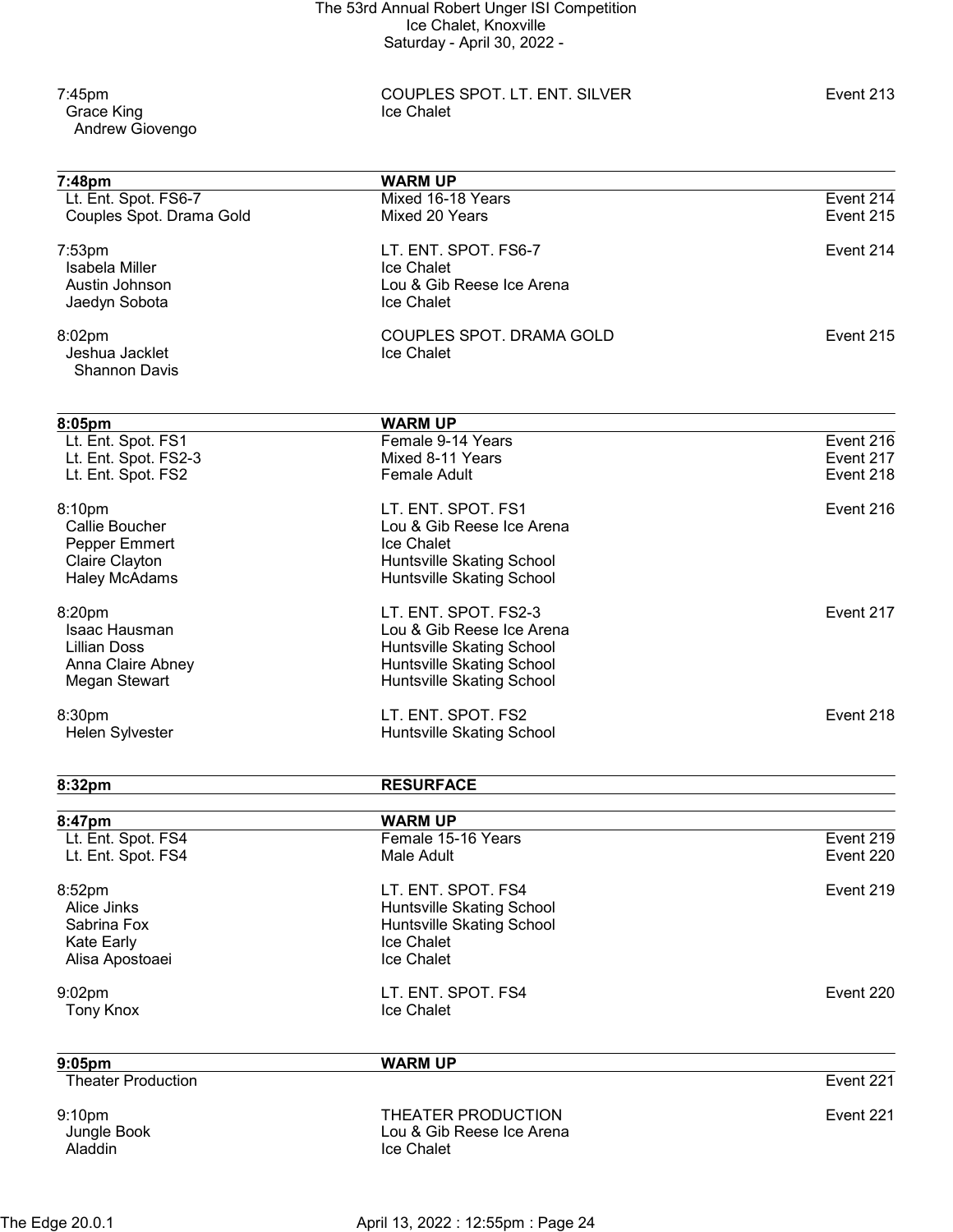7:45pm COUPLES SPOT. LT. ENT. SILVER Event 213
Grace King Ice Chalet
Andrew Giovengo

| 7:48pm | WARM UP | |
|---|---|---|
| Lt. Ent. Spot. FS6-7 | Mixed 16-18 Years | Event 214 |
| Couples Spot. Drama Gold | Mixed 20 Years | Event 215 |

7:53pm LT. ENT. SPOT. FS6-7 Event 214
Isabela Miller Ice Chalet
Austin Johnson Lou & Gib Reese Ice Arena
Jaedyn Sobota Ice Chalet

8:02pm COUPLES SPOT. DRAMA GOLD Event 215
Jeshua Jacklet Ice Chalet
Shannon Davis

| 8:05pm | WARM UP | |
|---|---|---|
| Lt. Ent. Spot. FS1 | Female 9-14 Years | Event 216 |
| Lt. Ent. Spot. FS2-3 | Mixed 8-11 Years | Event 217 |
| Lt. Ent. Spot. FS2 | Female Adult | Event 218 |

8:10pm LT. ENT. SPOT. FS1 Event 216
Callie Boucher Lou & Gib Reese Ice Arena
Pepper Emmert Ice Chalet
Claire Clayton Huntsville Skating School
Haley McAdams Huntsville Skating School

8:20pm LT. ENT. SPOT. FS2-3 Event 217
Isaac Hausman Lou & Gib Reese Ice Arena
Lillian Doss Huntsville Skating School
Anna Claire Abney Huntsville Skating School
Megan Stewart Huntsville Skating School

8:30pm LT. ENT. SPOT. FS2 Event 218
Helen Sylvester Huntsville Skating School

**8:32pm RESURFACE**

| 8:47pm | WARM UP | |
|---|---|---|
| Lt. Ent. Spot. FS4 | Female 15-16 Years | Event 219 |
| Lt. Ent. Spot. FS4 | Male Adult | Event 220 |

8:52pm LT. ENT. SPOT. FS4 Event 219
Alice Jinks Huntsville Skating School
Sabrina Fox Huntsville Skating School
Kate Early Ice Chalet
Alisa Apostoaei Ice Chalet

9:02pm LT. ENT. SPOT. FS4 Event 220
Tony Knox Ice Chalet

| 9:05pm | WARM UP | |
|---|---|---|
| Theater Production | | Event 221 |

9:10pm THEATER PRODUCTION Event 221
Jungle Book Lou & Gib Reese Ice Arena
Aladdin Ice Chalet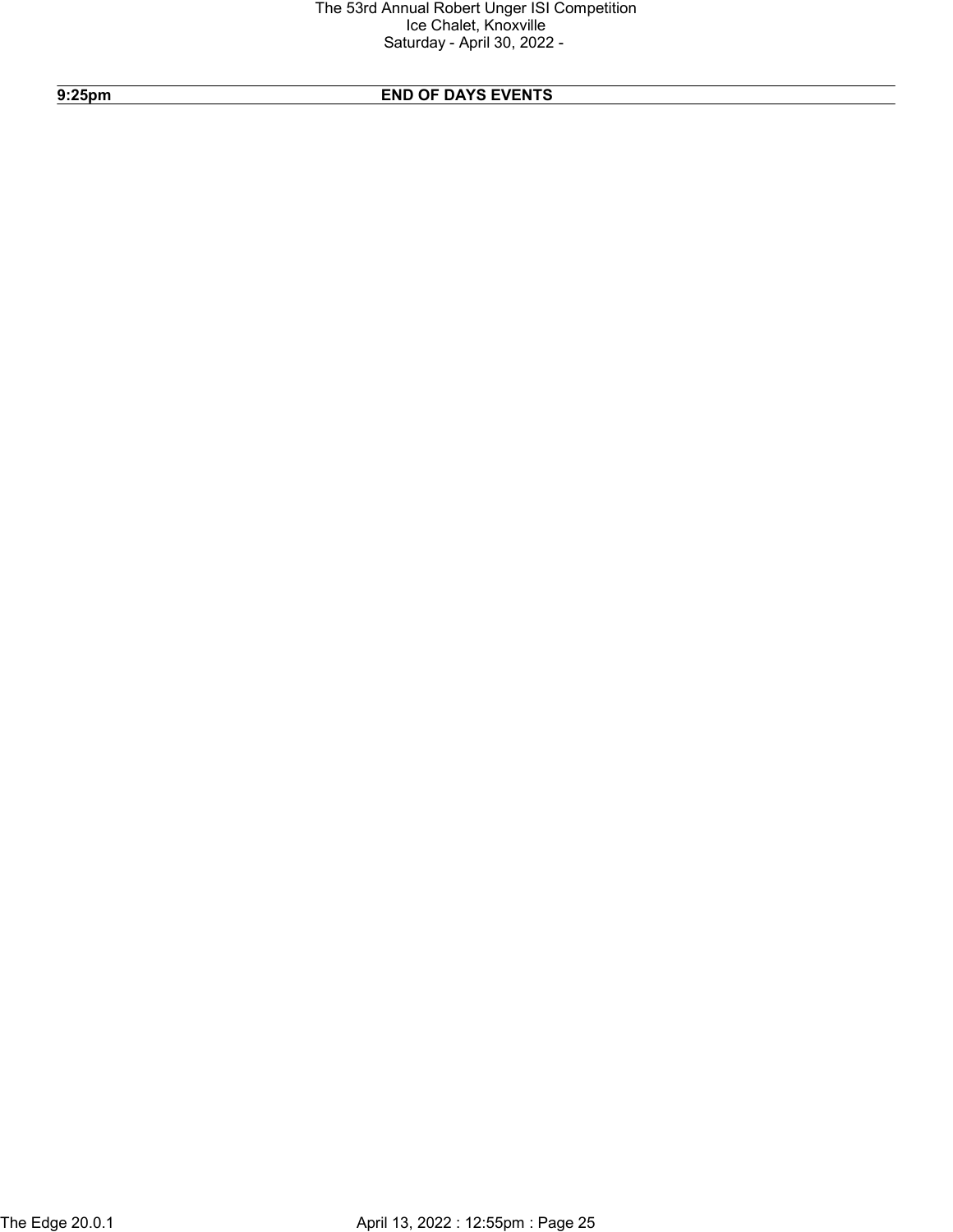| 9:25pm | END OF DAYS EVENTS |
| --- | --- |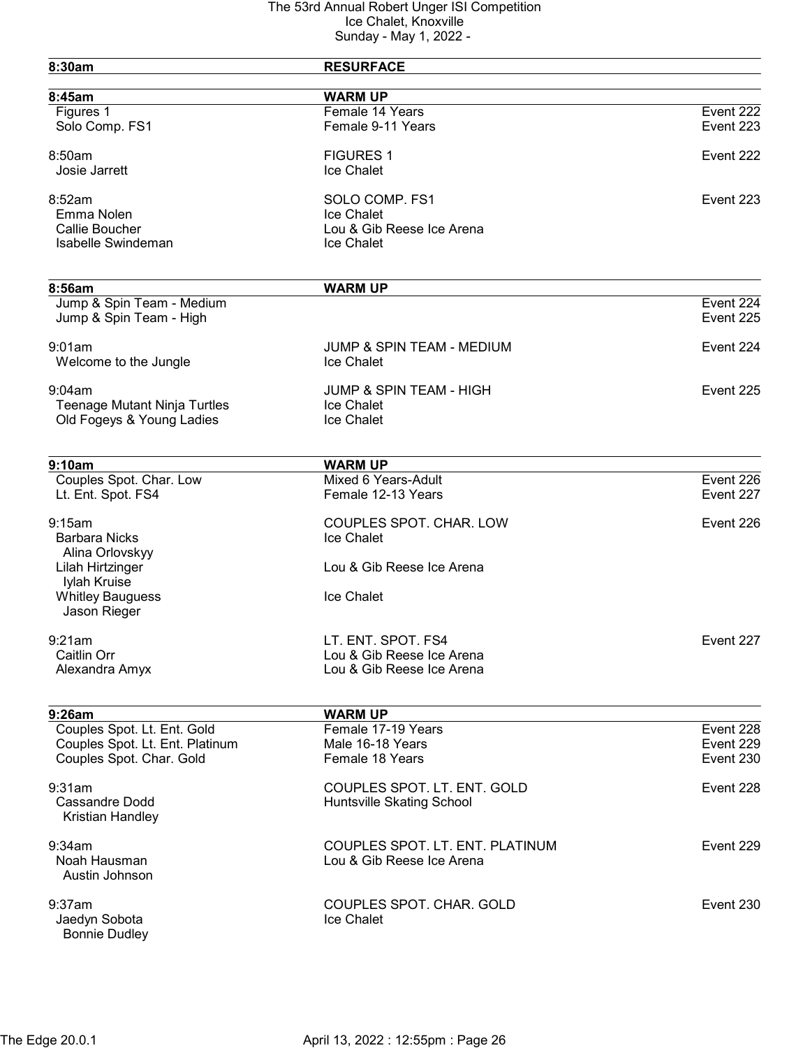| 8:30am | RESURFACE | |
|---|---|---|

| 8:45am | WARM UP | |
|---|---|---|
| Figures 1 | Female 14 Years | Event 222 |
| Solo Comp. FS1 | Female 9-11 Years | Event 223 |
| | | |
| 8:50am | FIGURES 1 | Event 222 |
| Josie Jarrett | Ice Chalet | |
| | | |
| 8:52am | SOLO COMP. FS1 | Event 223 |
| Emma Nolen | Ice Chalet | |
| Callie Boucher | Lou & Gib Reese Ice Arena | |
| Isabelle Swindeman | Ice Chalet | |

| 8:56am | WARM UP | |
|---|---|---|
| Jump & Spin Team - Medium | | Event 224 |
| Jump & Spin Team - High | | Event 225 |
| | | |
| 9:01am | JUMP & SPIN TEAM - MEDIUM | Event 224 |
| Welcome to the Jungle | Ice Chalet | |
| | | |
| 9:04am | JUMP & SPIN TEAM - HIGH | Event 225 |
| Teenage Mutant Ninja Turtles | Ice Chalet | |
| Old Fogeys & Young Ladies | Ice Chalet | |

| 9:10am | WARM UP | |
|---|---|---|
| Couples Spot. Char. Low | Mixed 6 Years-Adult | Event 226 |
| Lt. Ent. Spot. FS4 | Female 12-13 Years | Event 227 |
| | | |
| 9:15am | COUPLES SPOT. CHAR. LOW | Event 226 |
| Barbara Nicks<br>Alina Orlovskyy | Ice Chalet | |
| Lilah Hirtzinger<br>Iylah Kruise | Lou & Gib Reese Ice Arena | |
| Whitley Bauguess<br>Jason Rieger | Ice Chalet | |
| | | |
| 9:21am | LT. ENT. SPOT. FS4 | Event 227 |
| Caitlin Orr | Lou & Gib Reese Ice Arena | |
| Alexandra Amyx | Lou & Gib Reese Ice Arena | |

| 9:26am | WARM UP | |
|---|---|---|
| Couples Spot. Lt. Ent. Gold | Female 17-19 Years | Event 228 |
| Couples Spot. Lt. Ent. Platinum | Male 16-18 Years | Event 229 |
| Couples Spot. Char. Gold | Female 18 Years | Event 230 |
| | | |
| 9:31am | COUPLES SPOT. LT. ENT. GOLD | Event 228 |
| Cassandre Dodd<br>Kristian Handley | Huntsville Skating School | |
| | | |
| 9:34am | COUPLES SPOT. LT. ENT. PLATINUM | Event 229 |
| Noah Hausman<br>Austin Johnson | Lou & Gib Reese Ice Arena | |
| | | |
| 9:37am | COUPLES SPOT. CHAR. GOLD | Event 230 |
| Jaedyn Sobota<br>Bonnie Dudley | Ice Chalet | |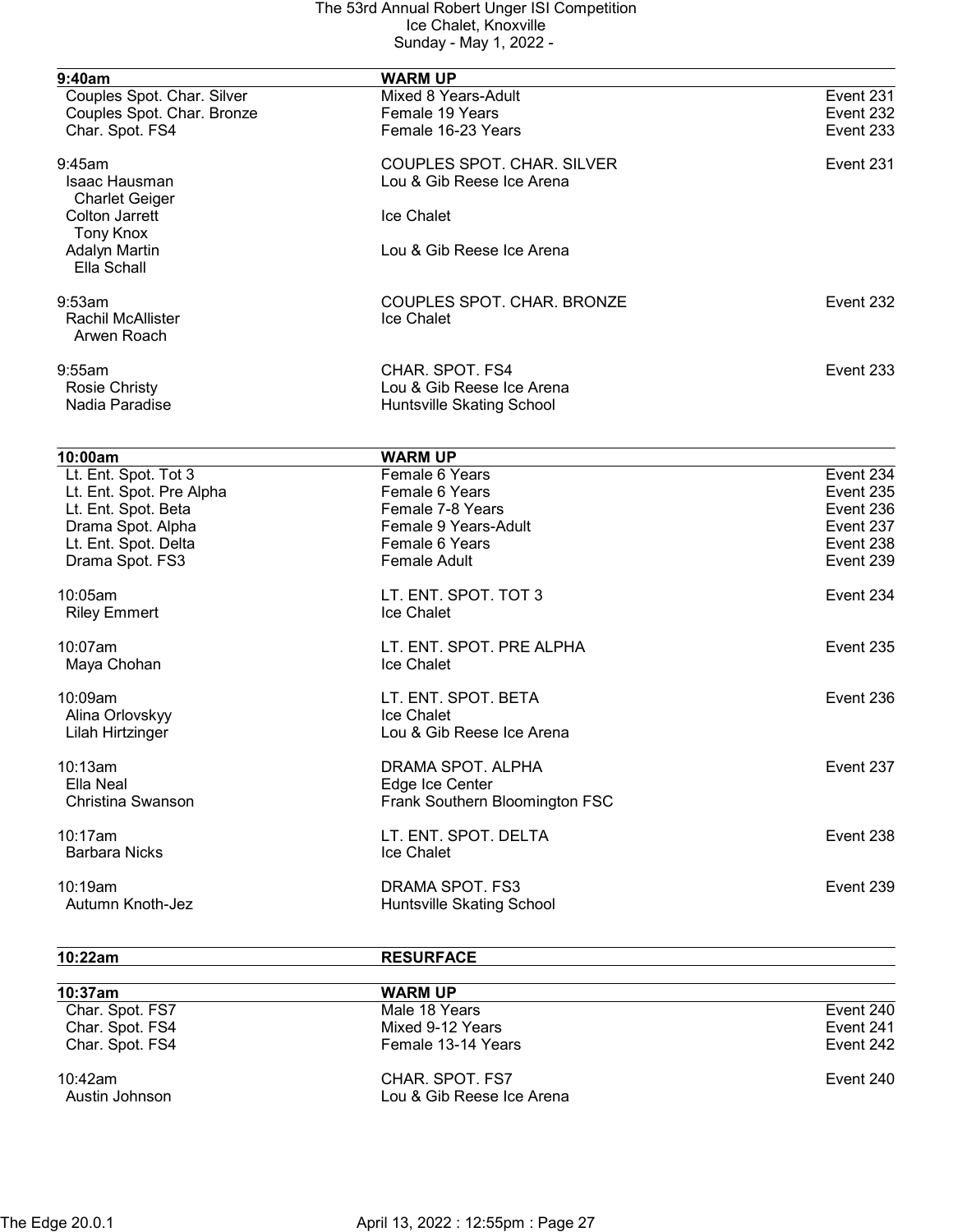| 9:40am | WARM UP | |
|---|---|---|
| Couples Spot. Char. Silver | Mixed 8 Years-Adult | Event 231 |
| Couples Spot. Char. Bronze | Female 19 Years | Event 232 |
| Char. Spot. FS4 | Female 16-23 Years | Event 233 |

9:45am COUPLES SPOT. CHAR. SILVER — Event 231

- Isaac Hausman / Charlet Geiger — Lou & Gib Reese Ice Arena
- Colton Jarrett / Tony Knox — Ice Chalet
- Adalyn Martin / Ella Schall — Lou & Gib Reese Ice Arena

9:53am COUPLES SPOT. CHAR. BRONZE — Event 232

- Rachil McAllister / Arwen Roach — Ice Chalet

9:55am CHAR. SPOT. FS4 — Event 233

- Rosie Christy — Lou & Gib Reese Ice Arena
- Nadia Paradise — Huntsville Skating School

| 10:00am | WARM UP | |
|---|---|---|
| Lt. Ent. Spot. Tot 3 | Female 6 Years | Event 234 |
| Lt. Ent. Spot. Pre Alpha | Female 6 Years | Event 235 |
| Lt. Ent. Spot. Beta | Female 7-8 Years | Event 236 |
| Drama Spot. Alpha | Female 9 Years-Adult | Event 237 |
| Lt. Ent. Spot. Delta | Female 6 Years | Event 238 |
| Drama Spot. FS3 | Female Adult | Event 239 |

10:05am LT. ENT. SPOT. TOT 3 — Event 234

- Riley Emmert — Ice Chalet

10:07am LT. ENT. SPOT. PRE ALPHA — Event 235

- Maya Chohan — Ice Chalet

10:09am LT. ENT. SPOT. BETA — Event 236

- Alina Orlovskyy — Ice Chalet
- Lilah Hirtzinger — Lou & Gib Reese Ice Arena

10:13am DRAMA SPOT. ALPHA — Event 237

- Ella Neal — Edge Ice Center
- Christina Swanson — Frank Southern Bloomington FSC

10:17am LT. ENT. SPOT. DELTA — Event 238

- Barbara Nicks — Ice Chalet

10:19am DRAMA SPOT. FS3 — Event 239

- Autumn Knoth-Jez — Huntsville Skating School

**10:22am RESURFACE**

| 10:37am | WARM UP | |
|---|---|---|
| Char. Spot. FS7 | Male 18 Years | Event 240 |
| Char. Spot. FS4 | Mixed 9-12 Years | Event 241 |
| Char. Spot. FS4 | Female 13-14 Years | Event 242 |

10:42am CHAR. SPOT. FS7 — Event 240

- Austin Johnson — Lou & Gib Reese Ice Arena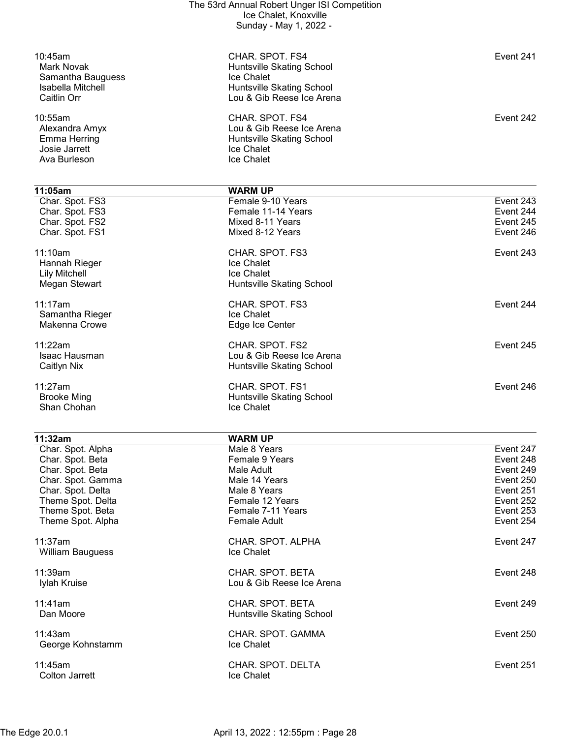10:45am CHAR. SPOT. FS4 Event 241

Mark Novak — Huntsville Skating School
Samantha Bauguess — Ice Chalet
Isabella Mitchell — Huntsville Skating School
Caitlin Orr — Lou & Gib Reese Ice Arena

10:55am CHAR. SPOT. FS4 Event 242

Alexandra Amyx — Lou & Gib Reese Ice Arena
Emma Herring — Huntsville Skating School
Josie Jarrett — Ice Chalet
Ava Burleson — Ice Chalet

| **11:05am** | **WARM UP** | |
|---|---|---|
| Char. Spot. FS3 | Female 9-10 Years | Event 243 |
| Char. Spot. FS3 | Female 11-14 Years | Event 244 |
| Char. Spot. FS2 | Mixed 8-11 Years | Event 245 |
| Char. Spot. FS1 | Mixed 8-12 Years | Event 246 |

11:10am CHAR. SPOT. FS3 Event 243

Hannah Rieger — Ice Chalet
Lily Mitchell — Ice Chalet
Megan Stewart — Huntsville Skating School

11:17am CHAR. SPOT. FS3 Event 244

Samantha Rieger — Ice Chalet
Makenna Crowe — Edge Ice Center

11:22am CHAR. SPOT. FS2 Event 245

Isaac Hausman — Lou & Gib Reese Ice Arena
Caitlyn Nix — Huntsville Skating School

11:27am CHAR. SPOT. FS1 Event 246

Brooke Ming — Huntsville Skating School
Shan Chohan — Ice Chalet

| **11:32am** | **WARM UP** | |
|---|---|---|
| Char. Spot. Alpha | Male 8 Years | Event 247 |
| Char. Spot. Beta | Female 9 Years | Event 248 |
| Char. Spot. Beta | Male Adult | Event 249 |
| Char. Spot. Gamma | Male 14 Years | Event 250 |
| Char. Spot. Delta | Male 8 Years | Event 251 |
| Theme Spot. Delta | Female 12 Years | Event 252 |
| Theme Spot. Beta | Female 7-11 Years | Event 253 |
| Theme Spot. Alpha | Female Adult | Event 254 |

11:37am CHAR. SPOT. ALPHA Event 247

William Bauguess — Ice Chalet

11:39am CHAR. SPOT. BETA Event 248

Iylah Kruise — Lou & Gib Reese Ice Arena

11:41am CHAR. SPOT. BETA Event 249

Dan Moore — Huntsville Skating School

11:43am CHAR. SPOT. GAMMA Event 250

George Kohnstamm — Ice Chalet

11:45am CHAR. SPOT. DELTA Event 251

Colton Jarrett — Ice Chalet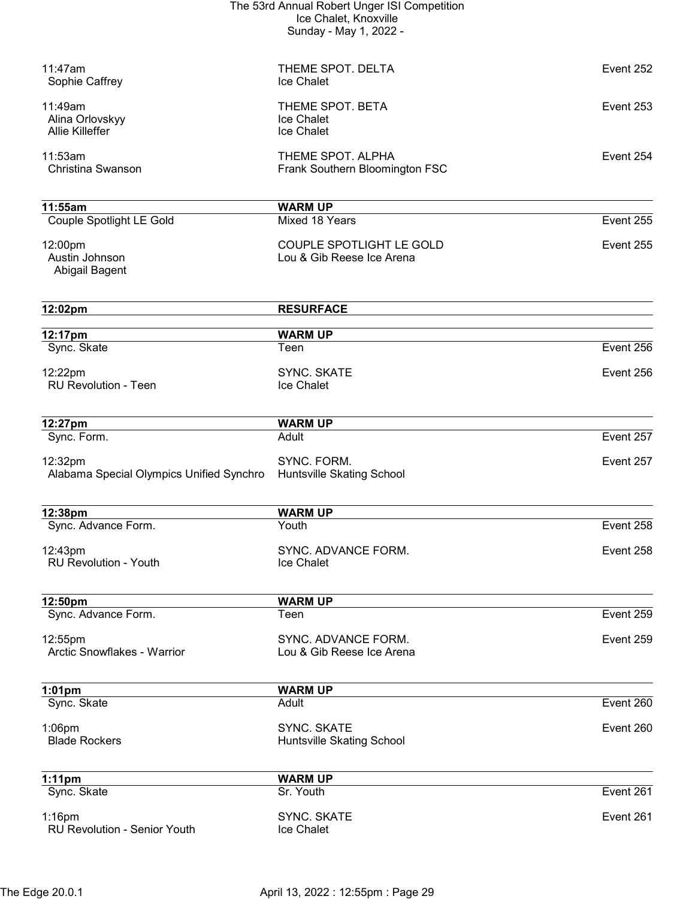11:47am THEME SPOT. DELTA Event 252
Sophie Caffrey Ice Chalet

11:49am THEME SPOT. BETA Event 253
Alina Orlovskyy Ice Chalet
Allie Killeffer Ice Chalet

11:53am THEME SPOT. ALPHA Event 254
Christina Swanson Frank Southern Bloomington FSC

| **11:55am** | **WARM UP** | |
|---|---|---|
| Couple Spotlight LE Gold | Mixed 18 Years | Event 255 |

12:00pm COUPLE SPOTLIGHT LE GOLD Event 255
Austin Johnson Lou & Gib Reese Ice Arena
Abigail Bagent

**12:02pm RESURFACE**

| **12:17pm** | **WARM UP** | |
|---|---|---|
| Sync. Skate | Teen | Event 256 |

12:22pm SYNC. SKATE Event 256
RU Revolution - Teen Ice Chalet

| **12:27pm** | **WARM UP** | |
|---|---|---|
| Sync. Form. | Adult | Event 257 |

12:32pm SYNC. FORM. Event 257
Alabama Special Olympics Unified Synchro Huntsville Skating School

| **12:38pm** | **WARM UP** | |
|---|---|---|
| Sync. Advance Form. | Youth | Event 258 |

12:43pm SYNC. ADVANCE FORM. Event 258
RU Revolution - Youth Ice Chalet

| **12:50pm** | **WARM UP** | |
|---|---|---|
| Sync. Advance Form. | Teen | Event 259 |

12:55pm SYNC. ADVANCE FORM. Event 259
Arctic Snowflakes - Warrior Lou & Gib Reese Ice Arena

| **1:01pm** | **WARM UP** | |
|---|---|---|
| Sync. Skate | Adult | Event 260 |

1:06pm SYNC. SKATE Event 260
Blade Rockers Huntsville Skating School

| **1:11pm** | **WARM UP** | |
|---|---|---|
| Sync. Skate | Sr. Youth | Event 261 |

1:16pm SYNC. SKATE Event 261
RU Revolution - Senior Youth Ice Chalet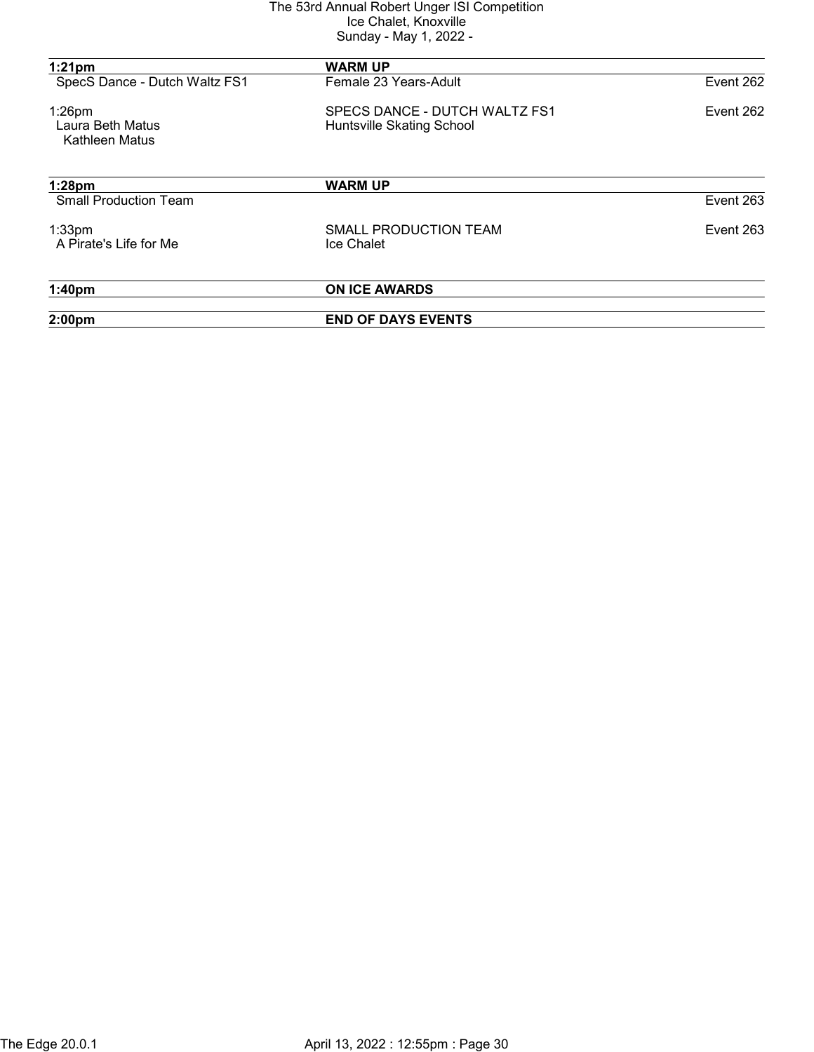| | | |
|---|---|---|
| **1:21pm** | **WARM UP** | |
| SpecS Dance - Dutch Waltz FS1 | Female 23 Years-Adult | Event 262 |
| 1:26pm | SPECS DANCE - DUTCH WALTZ FS1 | Event 262 |
| Laura Beth Matus | Huntsville Skating School | |
| Kathleen Matus | | |

| | | |
|---|---|---|
| **1:28pm** | **WARM UP** | |
| Small Production Team | | Event 263 |
| 1:33pm | SMALL PRODUCTION TEAM | Event 263 |
| A Pirate's Life for Me | Ice Chalet | |

| | |
|---|---|
| **1:40pm** | **ON ICE AWARDS** |

| | |
|---|---|
| **2:00pm** | **END OF DAYS EVENTS** |